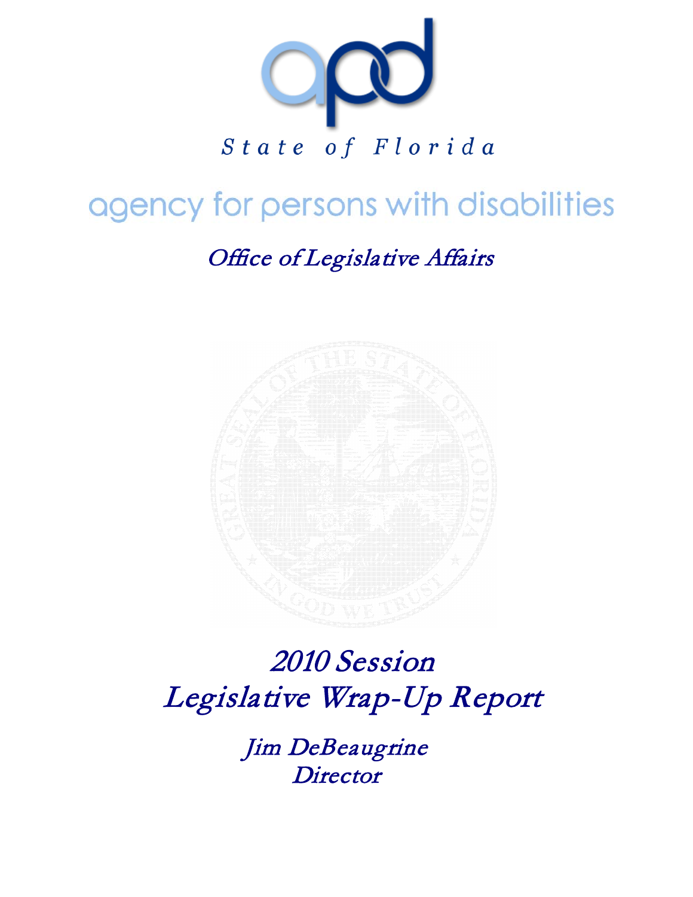apd

*State of Florida*

agency for persons with disabilities

*Office of Legislative Affairs*

# *2010 Session*
# *Legislative Wrap-Up Report*

*Jim DeBeaugrine*
*Director*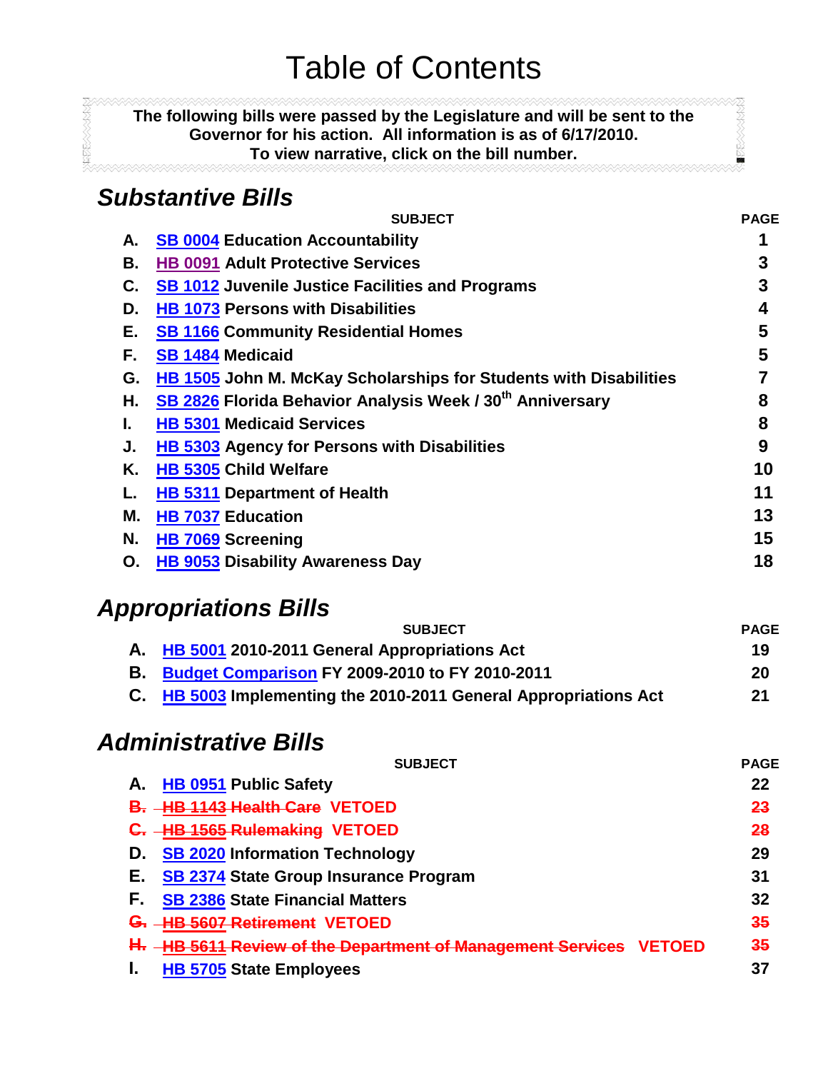# Table of Contents

**The following bills were passed by the Legislature and will be sent to the Governor for his action. All information is as of 6/17/2010. To view narrative, click on the bill number.**

## *Substantive Bills*

| | SUBJECT | PAGE |
|---|---|---|
| A. | SB 0004 Education Accountability | 1 |
| B. | HB 0091 Adult Protective Services | 3 |
| C. | SB 1012 Juvenile Justice Facilities and Programs | 3 |
| D. | HB 1073 Persons with Disabilities | 4 |
| E. | SB 1166 Community Residential Homes | 5 |
| F. | SB 1484 Medicaid | 5 |
| G. | HB 1505 John M. McKay Scholarships for Students with Disabilities | 7 |
| H. | SB 2826 Florida Behavior Analysis Week / 30th Anniversary | 8 |
| I. | HB 5301 Medicaid Services | 8 |
| J. | HB 5303 Agency for Persons with Disabilities | 9 |
| K. | HB 5305 Child Welfare | 10 |
| L. | HB 5311 Department of Health | 11 |
| M. | HB 7037 Education | 13 |
| N. | HB 7069 Screening | 15 |
| O. | HB 9053 Disability Awareness Day | 18 |

## *Appropriations Bills*

| | SUBJECT | PAGE |
|---|---|---|
| A. | HB 5001 2010-2011 General Appropriations Act | 19 |
| B. | Budget Comparison FY 2009-2010 to FY 2010-2011 | 20 |
| C. | HB 5003 Implementing the 2010-2011 General Appropriations Act | 21 |

## *Administrative Bills*

| | SUBJECT | PAGE |
|---|---|---|
| A. | HB 0951 Public Safety | 22 |
| ~~B.~~ | ~~HB 1143 Health Care~~ VETOED | ~~23~~ |
| ~~C.~~ | ~~HB 1565 Rulemaking~~ VETOED | ~~28~~ |
| D. | SB 2020 Information Technology | 29 |
| E. | SB 2374 State Group Insurance Program | 31 |
| F. | SB 2386 State Financial Matters | 32 |
| ~~G.~~ | ~~HB 5607 Retirement~~ VETOED | ~~35~~ |
| ~~H.~~ | ~~HB 5611 Review of the Department of Management Services~~ VETOED | ~~35~~ |
| I. | HB 5705 State Employees | 37 |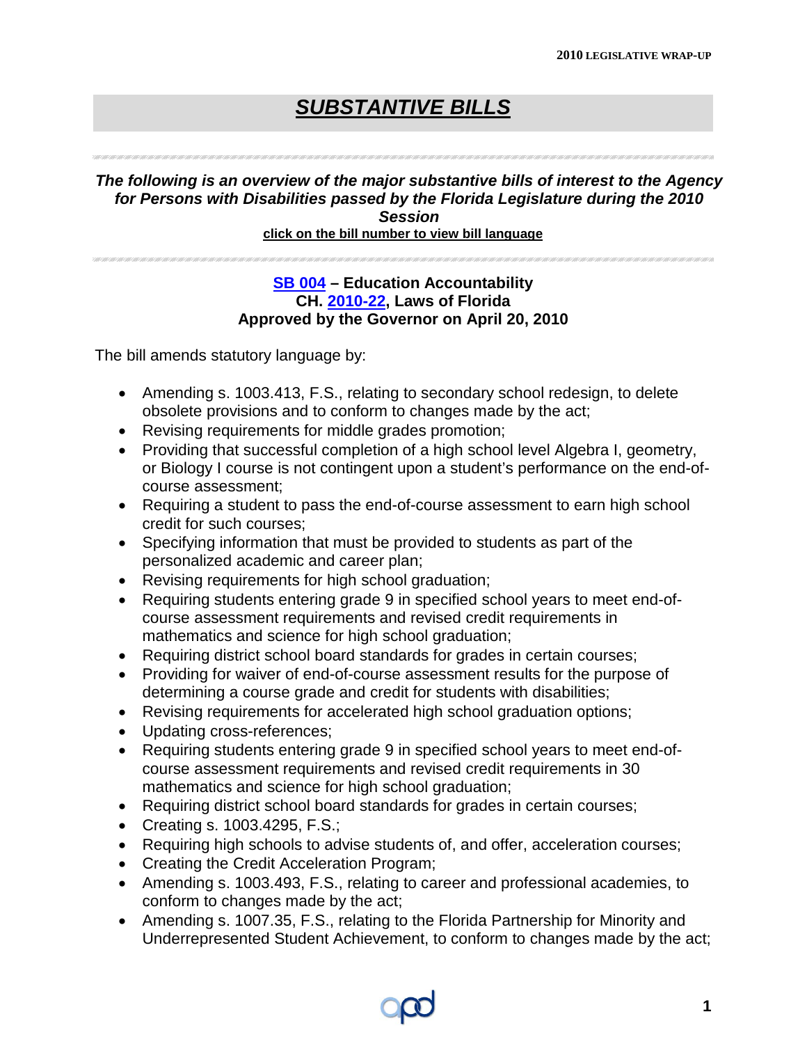# *SUBSTANTIVE BILLS*

***The following is an overview of the major substantive bills of interest to the Agency for Persons with Disabilities passed by the Florida Legislature during the 2010 Session***

**click on the bill number to view bill language**

**SB 004 – Education Accountability**
**CH. 2010-22, Laws of Florida**
**Approved by the Governor on April 20, 2010**

The bill amends statutory language by:

- Amending s. 1003.413, F.S., relating to secondary school redesign, to delete obsolete provisions and to conform to changes made by the act;
- Revising requirements for middle grades promotion;
- Providing that successful completion of a high school level Algebra I, geometry, or Biology I course is not contingent upon a student's performance on the end-of-course assessment;
- Requiring a student to pass the end-of-course assessment to earn high school credit for such courses;
- Specifying information that must be provided to students as part of the personalized academic and career plan;
- Revising requirements for high school graduation;
- Requiring students entering grade 9 in specified school years to meet end-of-course assessment requirements and revised credit requirements in mathematics and science for high school graduation;
- Requiring district school board standards for grades in certain courses;
- Providing for waiver of end-of-course assessment results for the purpose of determining a course grade and credit for students with disabilities;
- Revising requirements for accelerated high school graduation options;
- Updating cross-references;
- Requiring students entering grade 9 in specified school years to meet end-of-course assessment requirements and revised credit requirements in 30 mathematics and science for high school graduation;
- Requiring district school board standards for grades in certain courses;
- Creating s. 1003.4295, F.S.;
- Requiring high schools to advise students of, and offer, acceleration courses;
- Creating the Credit Acceleration Program;
- Amending s. 1003.493, F.S., relating to career and professional academies, to conform to changes made by the act;
- Amending s. 1007.35, F.S., relating to the Florida Partnership for Minority and Underrepresented Student Achievement, to conform to changes made by the act;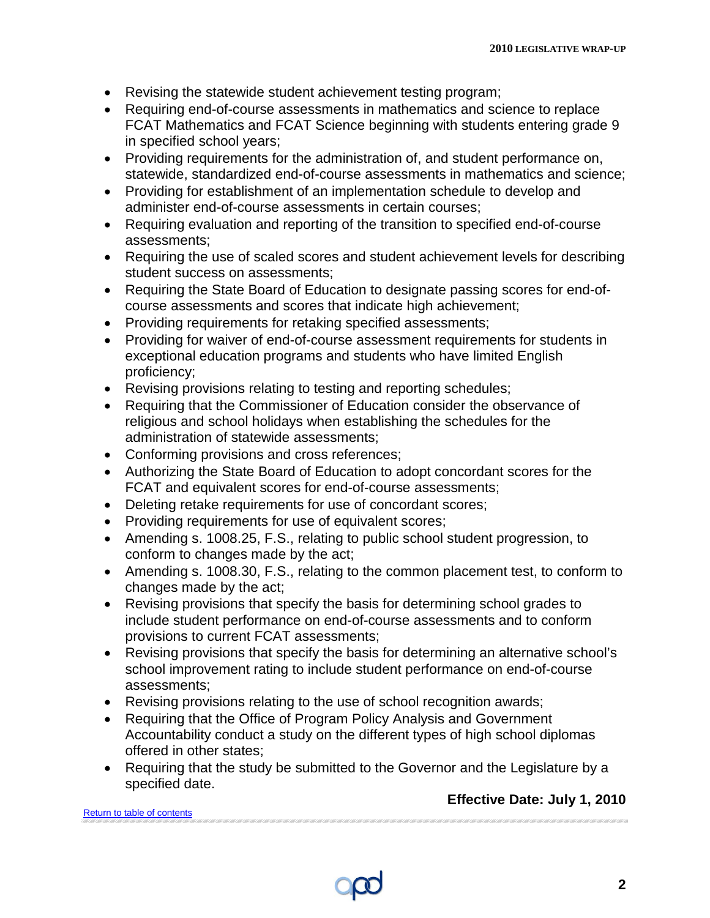- Revising the statewide student achievement testing program;
- Requiring end-of-course assessments in mathematics and science to replace FCAT Mathematics and FCAT Science beginning with students entering grade 9 in specified school years;
- Providing requirements for the administration of, and student performance on, statewide, standardized end-of-course assessments in mathematics and science;
- Providing for establishment of an implementation schedule to develop and administer end-of-course assessments in certain courses;
- Requiring evaluation and reporting of the transition to specified end-of-course assessments;
- Requiring the use of scaled scores and student achievement levels for describing student success on assessments;
- Requiring the State Board of Education to designate passing scores for end-of-course assessments and scores that indicate high achievement;
- Providing requirements for retaking specified assessments;
- Providing for waiver of end-of-course assessment requirements for students in exceptional education programs and students who have limited English proficiency;
- Revising provisions relating to testing and reporting schedules;
- Requiring that the Commissioner of Education consider the observance of religious and school holidays when establishing the schedules for the administration of statewide assessments;
- Conforming provisions and cross references;
- Authorizing the State Board of Education to adopt concordant scores for the FCAT and equivalent scores for end-of-course assessments;
- Deleting retake requirements for use of concordant scores;
- Providing requirements for use of equivalent scores;
- Amending s. 1008.25, F.S., relating to public school student progression, to conform to changes made by the act;
- Amending s. 1008.30, F.S., relating to the common placement test, to conform to changes made by the act;
- Revising provisions that specify the basis for determining school grades to include student performance on end-of-course assessments and to conform provisions to current FCAT assessments;
- Revising provisions that specify the basis for determining an alternative school's school improvement rating to include student performance on end-of-course assessments;
- Revising provisions relating to the use of school recognition awards;
- Requiring that the Office of Program Policy Analysis and Government Accountability conduct a study on the different types of high school diplomas offered in other states;
- Requiring that the study be submitted to the Governor and the Legislature by a specified date.

**Effective Date: July 1, 2010**

Return to table of contents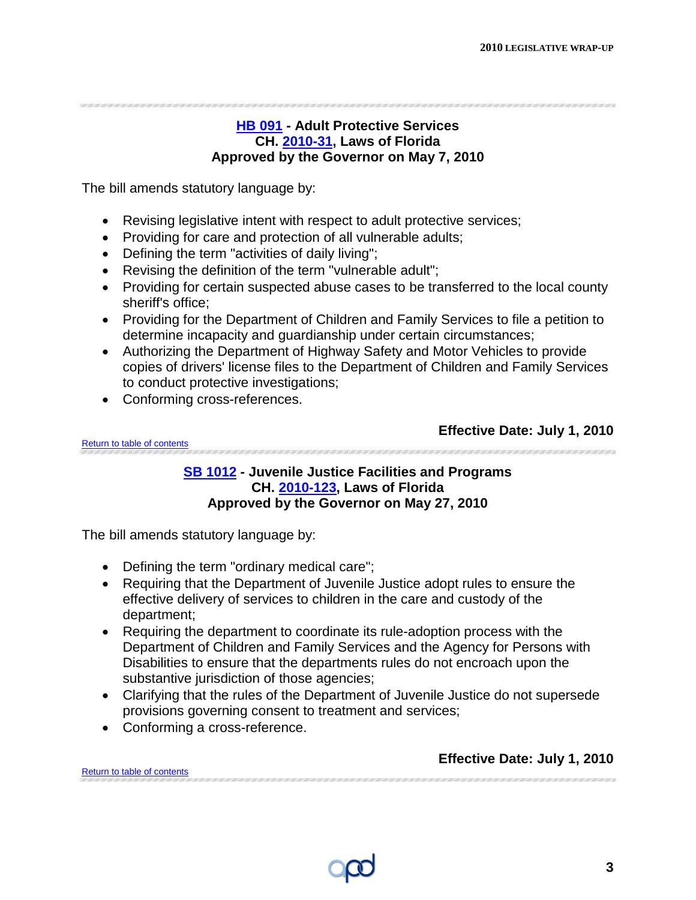### HB 091 - Adult Protective Services
### CH. 2010-31, Laws of Florida
### Approved by the Governor on May 7, 2010

The bill amends statutory language by:

- Revising legislative intent with respect to adult protective services;
- Providing for care and protection of all vulnerable adults;
- Defining the term "activities of daily living";
- Revising the definition of the term "vulnerable adult";
- Providing for certain suspected abuse cases to be transferred to the local county sheriff's office;
- Providing for the Department of Children and Family Services to file a petition to determine incapacity and guardianship under certain circumstances;
- Authorizing the Department of Highway Safety and Motor Vehicles to provide copies of drivers' license files to the Department of Children and Family Services to conduct protective investigations;
- Conforming cross-references.

**Effective Date: July 1, 2010**

Return to table of contents

### SB 1012 - Juvenile Justice Facilities and Programs
### CH. 2010-123, Laws of Florida
### Approved by the Governor on May 27, 2010

The bill amends statutory language by:

- Defining the term "ordinary medical care";
- Requiring that the Department of Juvenile Justice adopt rules to ensure the effective delivery of services to children in the care and custody of the department;
- Requiring the department to coordinate its rule-adoption process with the Department of Children and Family Services and the Agency for Persons with Disabilities to ensure that the departments rules do not encroach upon the substantive jurisdiction of those agencies;
- Clarifying that the rules of the Department of Juvenile Justice do not supersede provisions governing consent to treatment and services;
- Conforming a cross-reference.

**Effective Date: July 1, 2010**

Return to table of contents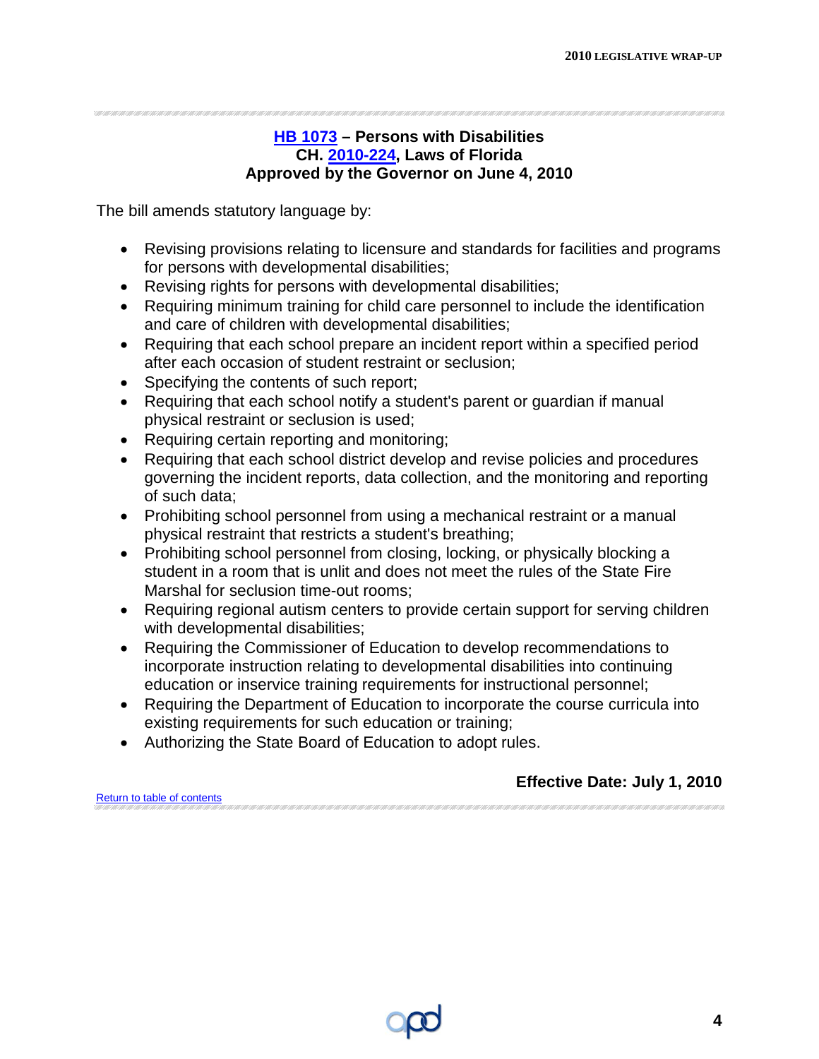## HB 1073 – Persons with Disabilities
## CH. 2010-224, Laws of Florida
## Approved by the Governor on June 4, 2010

The bill amends statutory language by:

- Revising provisions relating to licensure and standards for facilities and programs for persons with developmental disabilities;
- Revising rights for persons with developmental disabilities;
- Requiring minimum training for child care personnel to include the identification and care of children with developmental disabilities;
- Requiring that each school prepare an incident report within a specified period after each occasion of student restraint or seclusion;
- Specifying the contents of such report;
- Requiring that each school notify a student's parent or guardian if manual physical restraint or seclusion is used;
- Requiring certain reporting and monitoring;
- Requiring that each school district develop and revise policies and procedures governing the incident reports, data collection, and the monitoring and reporting of such data;
- Prohibiting school personnel from using a mechanical restraint or a manual physical restraint that restricts a student's breathing;
- Prohibiting school personnel from closing, locking, or physically blocking a student in a room that is unlit and does not meet the rules of the State Fire Marshal for seclusion time-out rooms;
- Requiring regional autism centers to provide certain support for serving children with developmental disabilities;
- Requiring the Commissioner of Education to develop recommendations to incorporate instruction relating to developmental disabilities into continuing education or inservice training requirements for instructional personnel;
- Requiring the Department of Education to incorporate the course curricula into existing requirements for such education or training;
- Authorizing the State Board of Education to adopt rules.

**Effective Date: July 1, 2010**

Return to table of contents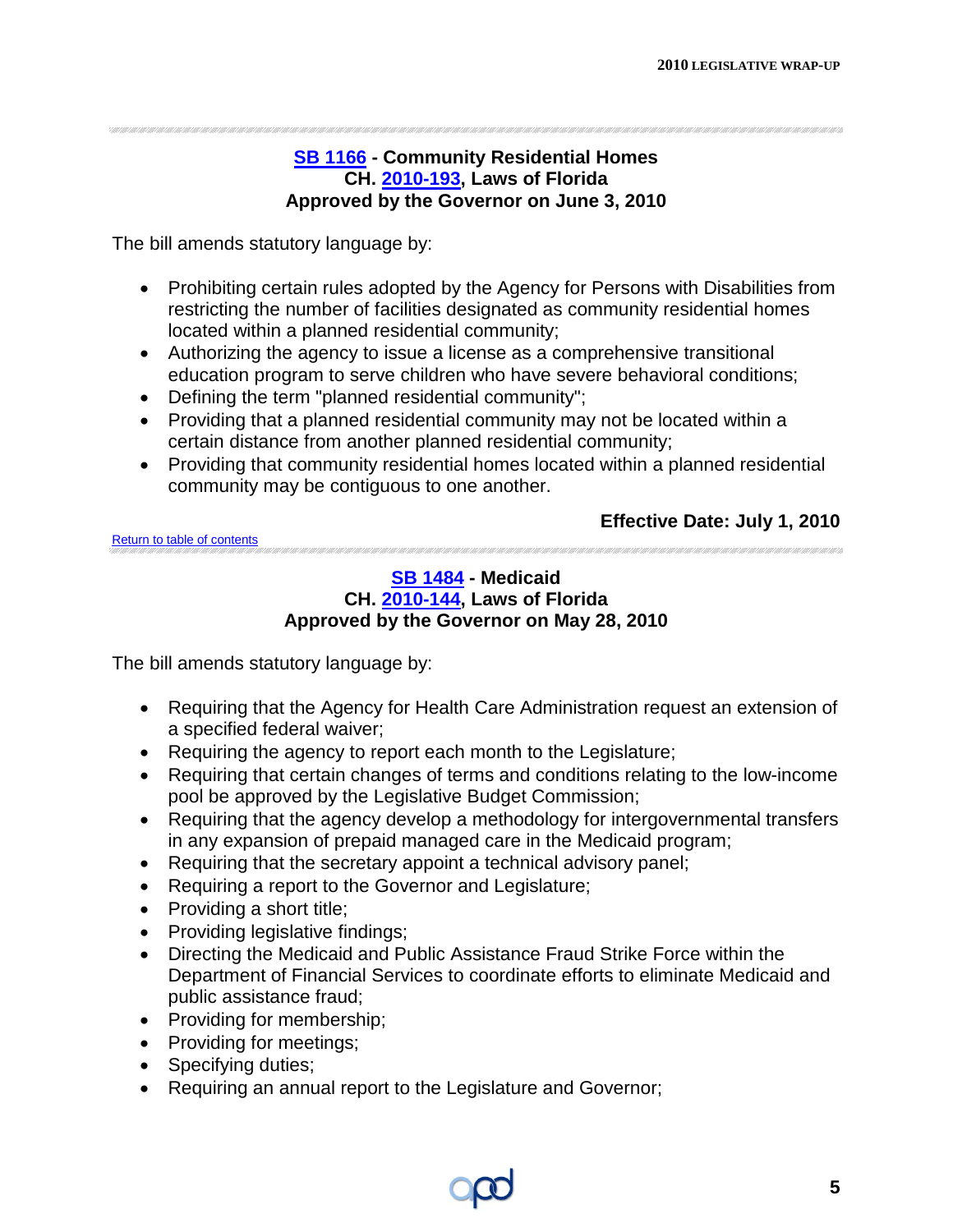## [SB 1166](#) - Community Residential Homes
## CH. [2010-193](#), Laws of Florida
## Approved by the Governor on June 3, 2010

The bill amends statutory language by:

- Prohibiting certain rules adopted by the Agency for Persons with Disabilities from restricting the number of facilities designated as community residential homes located within a planned residential community;
- Authorizing the agency to issue a license as a comprehensive transitional education program to serve children who have severe behavioral conditions;
- Defining the term "planned residential community";
- Providing that a planned residential community may not be located within a certain distance from another planned residential community;
- Providing that community residential homes located within a planned residential community may be contiguous to one another.

**Effective Date: July 1, 2010**

[Return to table of contents](#)

## [SB 1484](#) - Medicaid
## CH. [2010-144](#), Laws of Florida
## Approved by the Governor on May 28, 2010

The bill amends statutory language by:

- Requiring that the Agency for Health Care Administration request an extension of a specified federal waiver;
- Requiring the agency to report each month to the Legislature;
- Requiring that certain changes of terms and conditions relating to the low-income pool be approved by the Legislative Budget Commission;
- Requiring that the agency develop a methodology for intergovernmental transfers in any expansion of prepaid managed care in the Medicaid program;
- Requiring that the secretary appoint a technical advisory panel;
- Requiring a report to the Governor and Legislature;
- Providing a short title;
- Providing legislative findings;
- Directing the Medicaid and Public Assistance Fraud Strike Force within the Department of Financial Services to coordinate efforts to eliminate Medicaid and public assistance fraud;
- Providing for membership;
- Providing for meetings;
- Specifying duties;
- Requiring an annual report to the Legislature and Governor;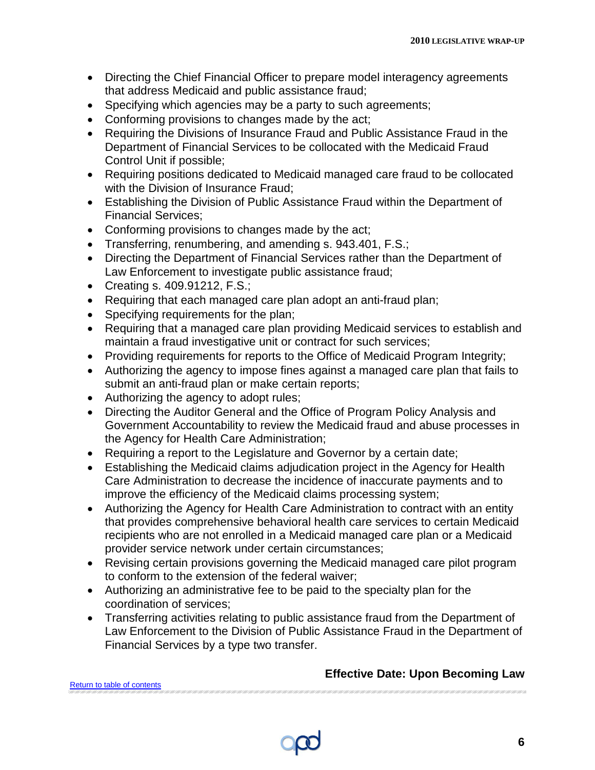- Directing the Chief Financial Officer to prepare model interagency agreements that address Medicaid and public assistance fraud;
- Specifying which agencies may be a party to such agreements;
- Conforming provisions to changes made by the act;
- Requiring the Divisions of Insurance Fraud and Public Assistance Fraud in the Department of Financial Services to be collocated with the Medicaid Fraud Control Unit if possible;
- Requiring positions dedicated to Medicaid managed care fraud to be collocated with the Division of Insurance Fraud;
- Establishing the Division of Public Assistance Fraud within the Department of Financial Services;
- Conforming provisions to changes made by the act;
- Transferring, renumbering, and amending s. 943.401, F.S.;
- Directing the Department of Financial Services rather than the Department of Law Enforcement to investigate public assistance fraud;
- Creating s. 409.91212, F.S.;
- Requiring that each managed care plan adopt an anti-fraud plan;
- Specifying requirements for the plan;
- Requiring that a managed care plan providing Medicaid services to establish and maintain a fraud investigative unit or contract for such services;
- Providing requirements for reports to the Office of Medicaid Program Integrity;
- Authorizing the agency to impose fines against a managed care plan that fails to submit an anti-fraud plan or make certain reports;
- Authorizing the agency to adopt rules;
- Directing the Auditor General and the Office of Program Policy Analysis and Government Accountability to review the Medicaid fraud and abuse processes in the Agency for Health Care Administration;
- Requiring a report to the Legislature and Governor by a certain date;
- Establishing the Medicaid claims adjudication project in the Agency for Health Care Administration to decrease the incidence of inaccurate payments and to improve the efficiency of the Medicaid claims processing system;
- Authorizing the Agency for Health Care Administration to contract with an entity that provides comprehensive behavioral health care services to certain Medicaid recipients who are not enrolled in a Medicaid managed care plan or a Medicaid provider service network under certain circumstances;
- Revising certain provisions governing the Medicaid managed care pilot program to conform to the extension of the federal waiver;
- Authorizing an administrative fee to be paid to the specialty plan for the coordination of services;
- Transferring activities relating to public assistance fraud from the Department of Law Enforcement to the Division of Public Assistance Fraud in the Department of Financial Services by a type two transfer.

**Effective Date: Upon Becoming Law**

Return to table of contents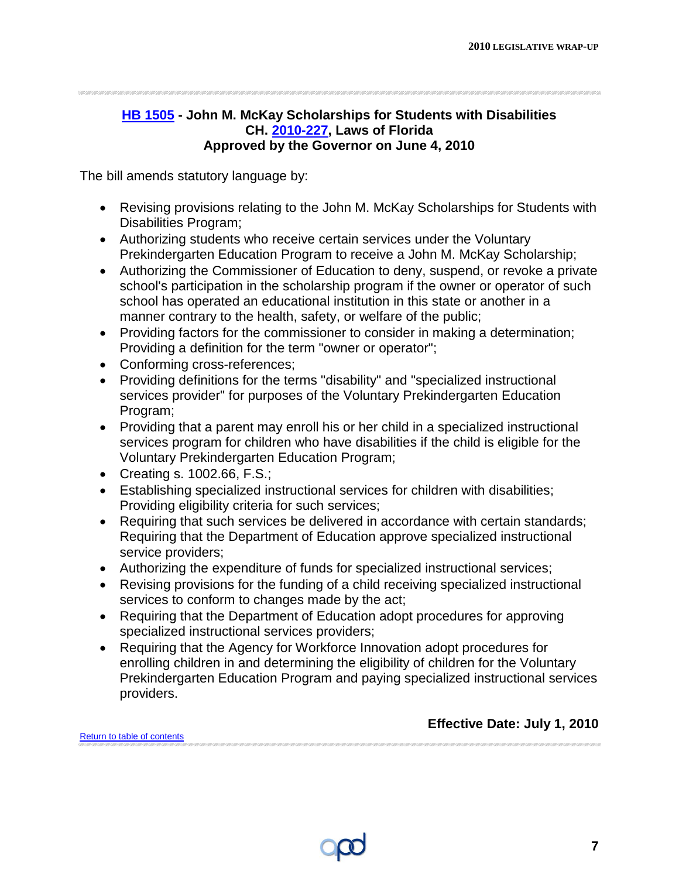## [HB 1505](#) - John M. McKay Scholarships for Students with Disabilities
## CH. [2010-227](#), Laws of Florida
## Approved by the Governor on June 4, 2010

The bill amends statutory language by:

- Revising provisions relating to the John M. McKay Scholarships for Students with Disabilities Program;
- Authorizing students who receive certain services under the Voluntary Prekindergarten Education Program to receive a John M. McKay Scholarship;
- Authorizing the Commissioner of Education to deny, suspend, or revoke a private school's participation in the scholarship program if the owner or operator of such school has operated an educational institution in this state or another in a manner contrary to the health, safety, or welfare of the public;
- Providing factors for the commissioner to consider in making a determination; Providing a definition for the term "owner or operator";
- Conforming cross-references;
- Providing definitions for the terms "disability" and "specialized instructional services provider" for purposes of the Voluntary Prekindergarten Education Program;
- Providing that a parent may enroll his or her child in a specialized instructional services program for children who have disabilities if the child is eligible for the Voluntary Prekindergarten Education Program;
- Creating s. 1002.66, F.S.;
- Establishing specialized instructional services for children with disabilities; Providing eligibility criteria for such services;
- Requiring that such services be delivered in accordance with certain standards; Requiring that the Department of Education approve specialized instructional service providers;
- Authorizing the expenditure of funds for specialized instructional services;
- Revising provisions for the funding of a child receiving specialized instructional services to conform to changes made by the act;
- Requiring that the Department of Education adopt procedures for approving specialized instructional services providers;
- Requiring that the Agency for Workforce Innovation adopt procedures for enrolling children in and determining the eligibility of children for the Voluntary Prekindergarten Education Program and paying specialized instructional services providers.

**Effective Date: July 1, 2010**

[Return to table of contents](#)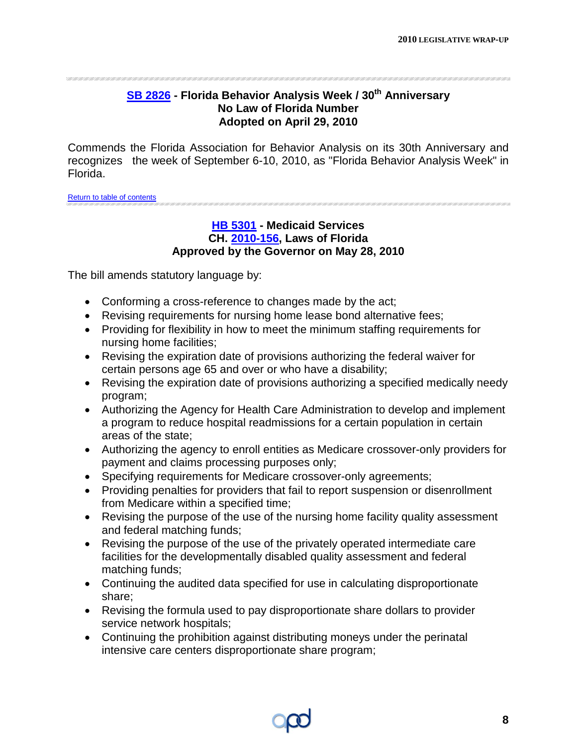### SB 2826 - Florida Behavior Analysis Week / 30th Anniversary
### No Law of Florida Number
### Adopted on April 29, 2010

Commends the Florida Association for Behavior Analysis on its 30th Anniversary and recognizes the week of September 6-10, 2010, as "Florida Behavior Analysis Week" in Florida.

Return to table of contents

### HB 5301 - Medicaid Services
### CH. 2010-156, Laws of Florida
### Approved by the Governor on May 28, 2010

The bill amends statutory language by:

- Conforming a cross-reference to changes made by the act;
- Revising requirements for nursing home lease bond alternative fees;
- Providing for flexibility in how to meet the minimum staffing requirements for nursing home facilities;
- Revising the expiration date of provisions authorizing the federal waiver for certain persons age 65 and over or who have a disability;
- Revising the expiration date of provisions authorizing a specified medically needy program;
- Authorizing the Agency for Health Care Administration to develop and implement a program to reduce hospital readmissions for a certain population in certain areas of the state;
- Authorizing the agency to enroll entities as Medicare crossover-only providers for payment and claims processing purposes only;
- Specifying requirements for Medicare crossover-only agreements;
- Providing penalties for providers that fail to report suspension or disenrollment from Medicare within a specified time;
- Revising the purpose of the use of the nursing home facility quality assessment and federal matching funds;
- Revising the purpose of the use of the privately operated intermediate care facilities for the developmentally disabled quality assessment and federal matching funds;
- Continuing the audited data specified for use in calculating disproportionate share;
- Revising the formula used to pay disproportionate share dollars to provider service network hospitals;
- Continuing the prohibition against distributing moneys under the perinatal intensive care centers disproportionate share program;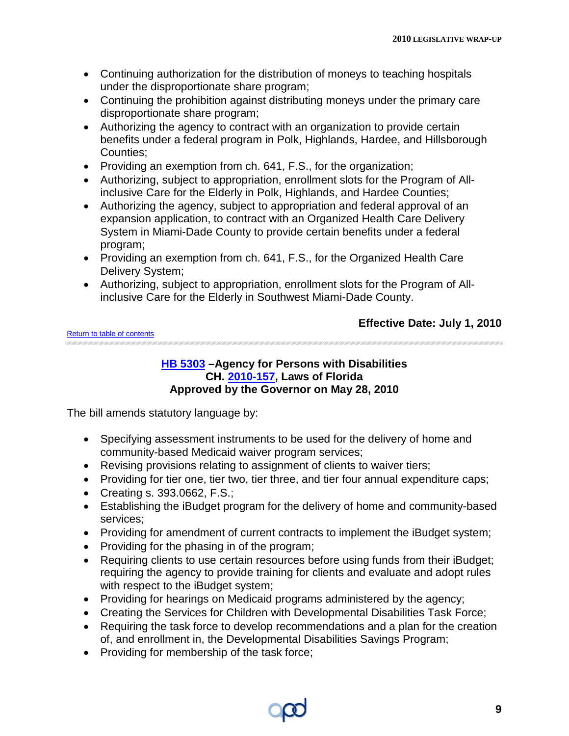- Continuing authorization for the distribution of moneys to teaching hospitals under the disproportionate share program;
- Continuing the prohibition against distributing moneys under the primary care disproportionate share program;
- Authorizing the agency to contract with an organization to provide certain benefits under a federal program in Polk, Highlands, Hardee, and Hillsborough Counties;
- Providing an exemption from ch. 641, F.S., for the organization;
- Authorizing, subject to appropriation, enrollment slots for the Program of All-inclusive Care for the Elderly in Polk, Highlands, and Hardee Counties;
- Authorizing the agency, subject to appropriation and federal approval of an expansion application, to contract with an Organized Health Care Delivery System in Miami-Dade County to provide certain benefits under a federal program;
- Providing an exemption from ch. 641, F.S., for the Organized Health Care Delivery System;
- Authorizing, subject to appropriation, enrollment slots for the Program of All-inclusive Care for the Elderly in Southwest Miami-Dade County.

**Effective Date: July 1, 2010**

Return to table of contents

## HB 5303 –Agency for Persons with Disabilities
**CH. 2010-157, Laws of Florida**
**Approved by the Governor on May 28, 2010**

The bill amends statutory language by:

- Specifying assessment instruments to be used for the delivery of home and community-based Medicaid waiver program services;
- Revising provisions relating to assignment of clients to waiver tiers;
- Providing for tier one, tier two, tier three, and tier four annual expenditure caps;
- Creating s. 393.0662, F.S.;
- Establishing the iBudget program for the delivery of home and community-based services;
- Providing for amendment of current contracts to implement the iBudget system;
- Providing for the phasing in of the program;
- Requiring clients to use certain resources before using funds from their iBudget; requiring the agency to provide training for clients and evaluate and adopt rules with respect to the iBudget system;
- Providing for hearings on Medicaid programs administered by the agency;
- Creating the Services for Children with Developmental Disabilities Task Force;
- Requiring the task force to develop recommendations and a plan for the creation of, and enrollment in, the Developmental Disabilities Savings Program;
- Providing for membership of the task force;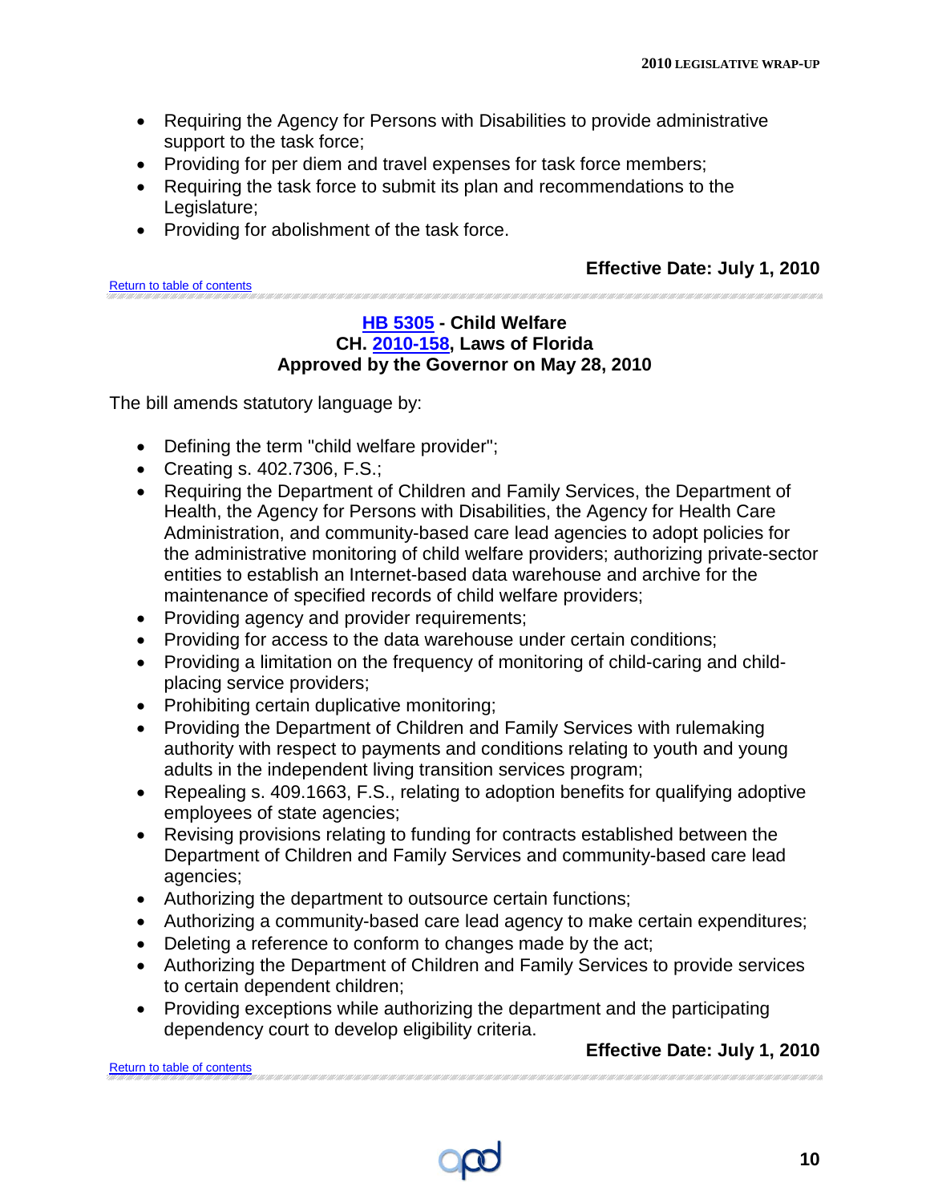- Requiring the Agency for Persons with Disabilities to provide administrative support to the task force;
- Providing for per diem and travel expenses for task force members;
- Requiring the task force to submit its plan and recommendations to the Legislature;
- Providing for abolishment of the task force.

**Effective Date: July 1, 2010**

Return to table of contents

---

### HB 5305 - Child Welfare
### CH. 2010-158, Laws of Florida
### Approved by the Governor on May 28, 2010

The bill amends statutory language by:

- Defining the term "child welfare provider";
- Creating s. 402.7306, F.S.;
- Requiring the Department of Children and Family Services, the Department of Health, the Agency for Persons with Disabilities, the Agency for Health Care Administration, and community-based care lead agencies to adopt policies for the administrative monitoring of child welfare providers; authorizing private-sector entities to establish an Internet-based data warehouse and archive for the maintenance of specified records of child welfare providers;
- Providing agency and provider requirements;
- Providing for access to the data warehouse under certain conditions;
- Providing a limitation on the frequency of monitoring of child-caring and child-placing service providers;
- Prohibiting certain duplicative monitoring;
- Providing the Department of Children and Family Services with rulemaking authority with respect to payments and conditions relating to youth and young adults in the independent living transition services program;
- Repealing s. 409.1663, F.S., relating to adoption benefits for qualifying adoptive employees of state agencies;
- Revising provisions relating to funding for contracts established between the Department of Children and Family Services and community-based care lead agencies;
- Authorizing the department to outsource certain functions;
- Authorizing a community-based care lead agency to make certain expenditures;
- Deleting a reference to conform to changes made by the act;
- Authorizing the Department of Children and Family Services to provide services to certain dependent children;
- Providing exceptions while authorizing the department and the participating dependency court to develop eligibility criteria.

**Effective Date: July 1, 2010**

Return to table of contents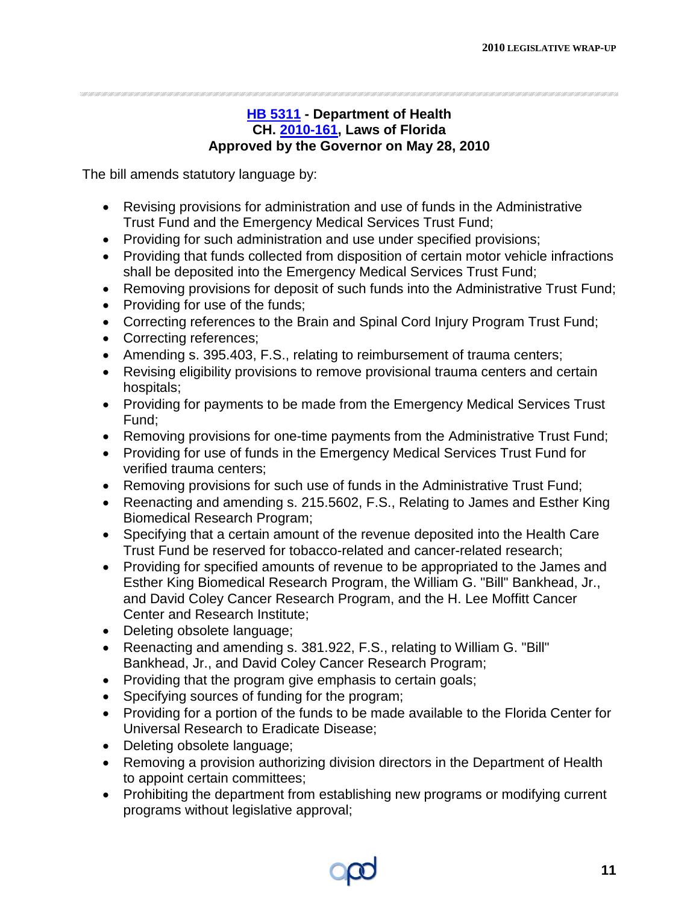**HB 5311 - Department of Health**
**CH. 2010-161, Laws of Florida**
**Approved by the Governor on May 28, 2010**

The bill amends statutory language by:

- Revising provisions for administration and use of funds in the Administrative Trust Fund and the Emergency Medical Services Trust Fund;
- Providing for such administration and use under specified provisions;
- Providing that funds collected from disposition of certain motor vehicle infractions shall be deposited into the Emergency Medical Services Trust Fund;
- Removing provisions for deposit of such funds into the Administrative Trust Fund;
- Providing for use of the funds;
- Correcting references to the Brain and Spinal Cord Injury Program Trust Fund;
- Correcting references;
- Amending s. 395.403, F.S., relating to reimbursement of trauma centers;
- Revising eligibility provisions to remove provisional trauma centers and certain hospitals;
- Providing for payments to be made from the Emergency Medical Services Trust Fund;
- Removing provisions for one-time payments from the Administrative Trust Fund;
- Providing for use of funds in the Emergency Medical Services Trust Fund for verified trauma centers;
- Removing provisions for such use of funds in the Administrative Trust Fund;
- Reenacting and amending s. 215.5602, F.S., Relating to James and Esther King Biomedical Research Program;
- Specifying that a certain amount of the revenue deposited into the Health Care Trust Fund be reserved for tobacco-related and cancer-related research;
- Providing for specified amounts of revenue to be appropriated to the James and Esther King Biomedical Research Program, the William G. "Bill" Bankhead, Jr., and David Coley Cancer Research Program, and the H. Lee Moffitt Cancer Center and Research Institute;
- Deleting obsolete language;
- Reenacting and amending s. 381.922, F.S., relating to William G. "Bill" Bankhead, Jr., and David Coley Cancer Research Program;
- Providing that the program give emphasis to certain goals;
- Specifying sources of funding for the program;
- Providing for a portion of the funds to be made available to the Florida Center for Universal Research to Eradicate Disease;
- Deleting obsolete language;
- Removing a provision authorizing division directors in the Department of Health to appoint certain committees;
- Prohibiting the department from establishing new programs or modifying current programs without legislative approval;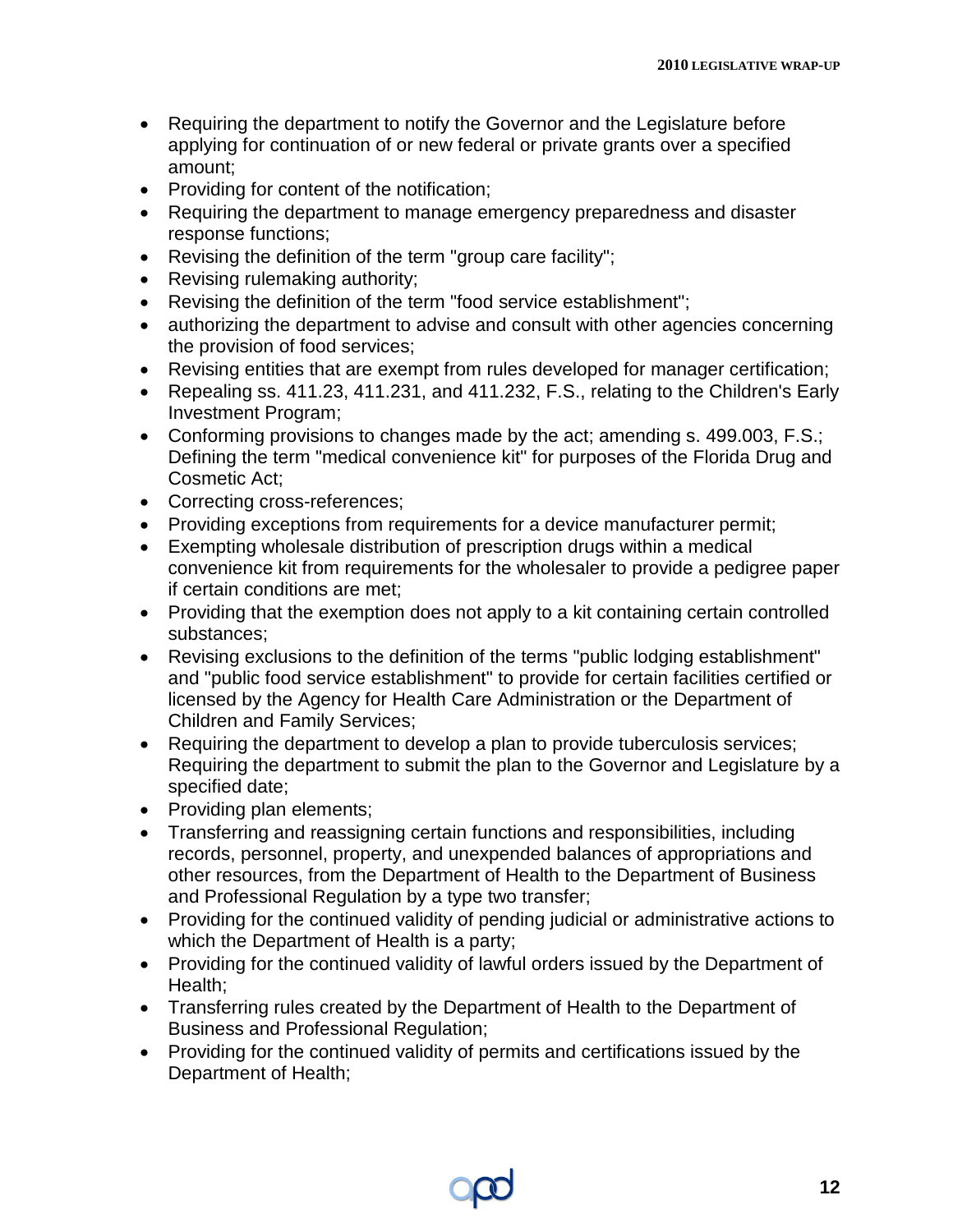- Requiring the department to notify the Governor and the Legislature before applying for continuation of or new federal or private grants over a specified amount;
- Providing for content of the notification;
- Requiring the department to manage emergency preparedness and disaster response functions;
- Revising the definition of the term "group care facility";
- Revising rulemaking authority;
- Revising the definition of the term "food service establishment";
- authorizing the department to advise and consult with other agencies concerning the provision of food services;
- Revising entities that are exempt from rules developed for manager certification;
- Repealing ss. 411.23, 411.231, and 411.232, F.S., relating to the Children's Early Investment Program;
- Conforming provisions to changes made by the act; amending s. 499.003, F.S.; Defining the term "medical convenience kit" for purposes of the Florida Drug and Cosmetic Act;
- Correcting cross-references;
- Providing exceptions from requirements for a device manufacturer permit;
- Exempting wholesale distribution of prescription drugs within a medical convenience kit from requirements for the wholesaler to provide a pedigree paper if certain conditions are met;
- Providing that the exemption does not apply to a kit containing certain controlled substances;
- Revising exclusions to the definition of the terms "public lodging establishment" and "public food service establishment" to provide for certain facilities certified or licensed by the Agency for Health Care Administration or the Department of Children and Family Services;
- Requiring the department to develop a plan to provide tuberculosis services; Requiring the department to submit the plan to the Governor and Legislature by a specified date;
- Providing plan elements;
- Transferring and reassigning certain functions and responsibilities, including records, personnel, property, and unexpended balances of appropriations and other resources, from the Department of Health to the Department of Business and Professional Regulation by a type two transfer;
- Providing for the continued validity of pending judicial or administrative actions to which the Department of Health is a party;
- Providing for the continued validity of lawful orders issued by the Department of Health;
- Transferring rules created by the Department of Health to the Department of Business and Professional Regulation;
- Providing for the continued validity of permits and certifications issued by the Department of Health;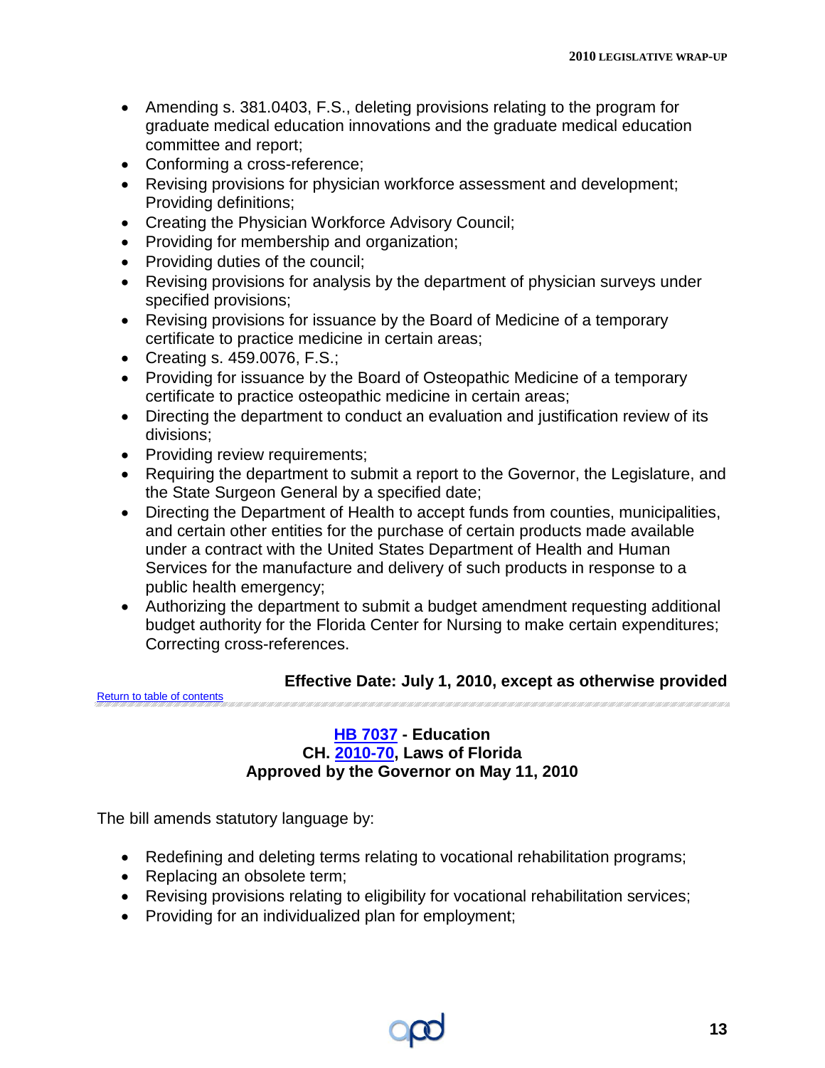- Amending s. 381.0403, F.S., deleting provisions relating to the program for graduate medical education innovations and the graduate medical education committee and report;
- Conforming a cross-reference;
- Revising provisions for physician workforce assessment and development; Providing definitions;
- Creating the Physician Workforce Advisory Council;
- Providing for membership and organization;
- Providing duties of the council;
- Revising provisions for analysis by the department of physician surveys under specified provisions;
- Revising provisions for issuance by the Board of Medicine of a temporary certificate to practice medicine in certain areas;
- Creating s. 459.0076, F.S.;
- Providing for issuance by the Board of Osteopathic Medicine of a temporary certificate to practice osteopathic medicine in certain areas;
- Directing the department to conduct an evaluation and justification review of its divisions;
- Providing review requirements;
- Requiring the department to submit a report to the Governor, the Legislature, and the State Surgeon General by a specified date;
- Directing the Department of Health to accept funds from counties, municipalities, and certain other entities for the purchase of certain products made available under a contract with the United States Department of Health and Human Services for the manufacture and delivery of such products in response to a public health emergency;
- Authorizing the department to submit a budget amendment requesting additional budget authority for the Florida Center for Nursing to make certain expenditures; Correcting cross-references.

**Effective Date: July 1, 2010, except as otherwise provided**

Return to table of contents

## HB 7037 - Education
## CH. 2010-70, Laws of Florida
## Approved by the Governor on May 11, 2010

The bill amends statutory language by:

- Redefining and deleting terms relating to vocational rehabilitation programs;
- Replacing an obsolete term;
- Revising provisions relating to eligibility for vocational rehabilitation services;
- Providing for an individualized plan for employment;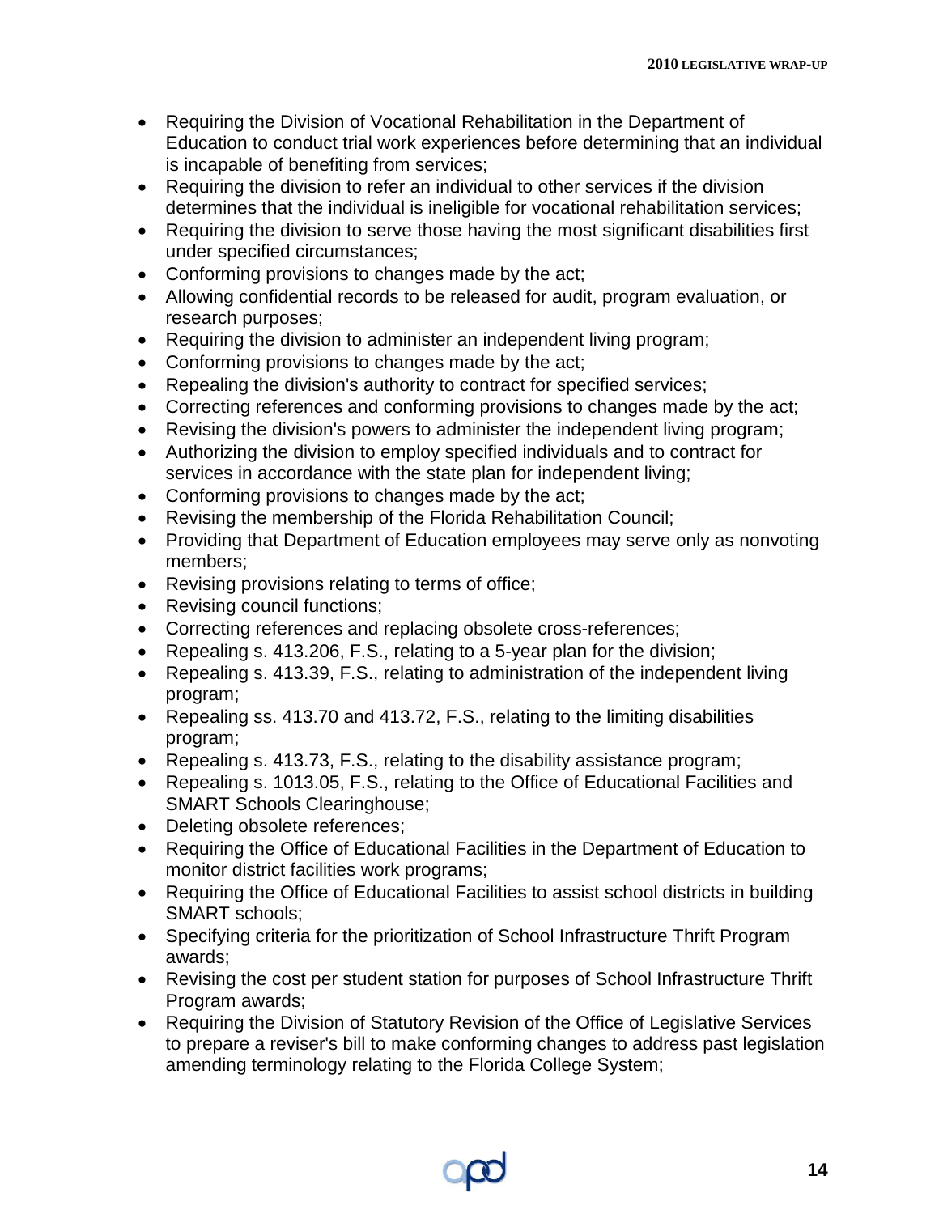- Requiring the Division of Vocational Rehabilitation in the Department of Education to conduct trial work experiences before determining that an individual is incapable of benefiting from services;
- Requiring the division to refer an individual to other services if the division determines that the individual is ineligible for vocational rehabilitation services;
- Requiring the division to serve those having the most significant disabilities first under specified circumstances;
- Conforming provisions to changes made by the act;
- Allowing confidential records to be released for audit, program evaluation, or research purposes;
- Requiring the division to administer an independent living program;
- Conforming provisions to changes made by the act;
- Repealing the division's authority to contract for specified services;
- Correcting references and conforming provisions to changes made by the act;
- Revising the division's powers to administer the independent living program;
- Authorizing the division to employ specified individuals and to contract for services in accordance with the state plan for independent living;
- Conforming provisions to changes made by the act;
- Revising the membership of the Florida Rehabilitation Council;
- Providing that Department of Education employees may serve only as nonvoting members;
- Revising provisions relating to terms of office;
- Revising council functions;
- Correcting references and replacing obsolete cross-references;
- Repealing s. 413.206, F.S., relating to a 5-year plan for the division;
- Repealing s. 413.39, F.S., relating to administration of the independent living program;
- Repealing ss. 413.70 and 413.72, F.S., relating to the limiting disabilities program;
- Repealing s. 413.73, F.S., relating to the disability assistance program;
- Repealing s. 1013.05, F.S., relating to the Office of Educational Facilities and SMART Schools Clearinghouse;
- Deleting obsolete references;
- Requiring the Office of Educational Facilities in the Department of Education to monitor district facilities work programs;
- Requiring the Office of Educational Facilities to assist school districts in building SMART schools;
- Specifying criteria for the prioritization of School Infrastructure Thrift Program awards;
- Revising the cost per student station for purposes of School Infrastructure Thrift Program awards;
- Requiring the Division of Statutory Revision of the Office of Legislative Services to prepare a reviser's bill to make conforming changes to address past legislation amending terminology relating to the Florida College System;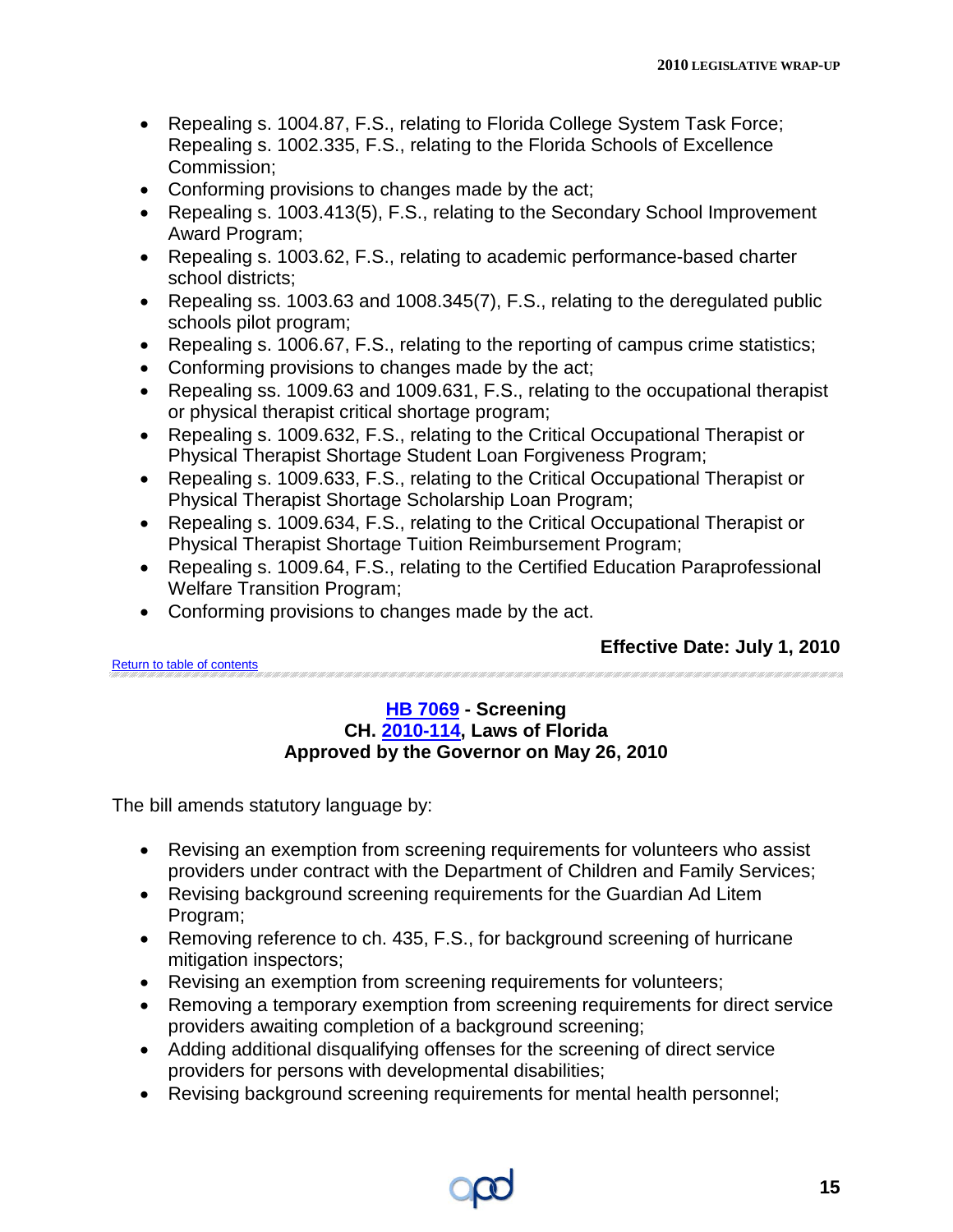- Repealing s. 1004.87, F.S., relating to Florida College System Task Force; Repealing s. 1002.335, F.S., relating to the Florida Schools of Excellence Commission;
- Conforming provisions to changes made by the act;
- Repealing s. 1003.413(5), F.S., relating to the Secondary School Improvement Award Program;
- Repealing s. 1003.62, F.S., relating to academic performance-based charter school districts;
- Repealing ss. 1003.63 and 1008.345(7), F.S., relating to the deregulated public schools pilot program;
- Repealing s. 1006.67, F.S., relating to the reporting of campus crime statistics;
- Conforming provisions to changes made by the act;
- Repealing ss. 1009.63 and 1009.631, F.S., relating to the occupational therapist or physical therapist critical shortage program;
- Repealing s. 1009.632, F.S., relating to the Critical Occupational Therapist or Physical Therapist Shortage Student Loan Forgiveness Program;
- Repealing s. 1009.633, F.S., relating to the Critical Occupational Therapist or Physical Therapist Shortage Scholarship Loan Program;
- Repealing s. 1009.634, F.S., relating to the Critical Occupational Therapist or Physical Therapist Shortage Tuition Reimbursement Program;
- Repealing s. 1009.64, F.S., relating to the Certified Education Paraprofessional Welfare Transition Program;
- Conforming provisions to changes made by the act.

**Effective Date: July 1, 2010**

Return to table of contents

## HB 7069 - Screening
## CH. 2010-114, Laws of Florida
## Approved by the Governor on May 26, 2010

The bill amends statutory language by:

- Revising an exemption from screening requirements for volunteers who assist providers under contract with the Department of Children and Family Services;
- Revising background screening requirements for the Guardian Ad Litem Program;
- Removing reference to ch. 435, F.S., for background screening of hurricane mitigation inspectors;
- Revising an exemption from screening requirements for volunteers;
- Removing a temporary exemption from screening requirements for direct service providers awaiting completion of a background screening;
- Adding additional disqualifying offenses for the screening of direct service providers for persons with developmental disabilities;
- Revising background screening requirements for mental health personnel;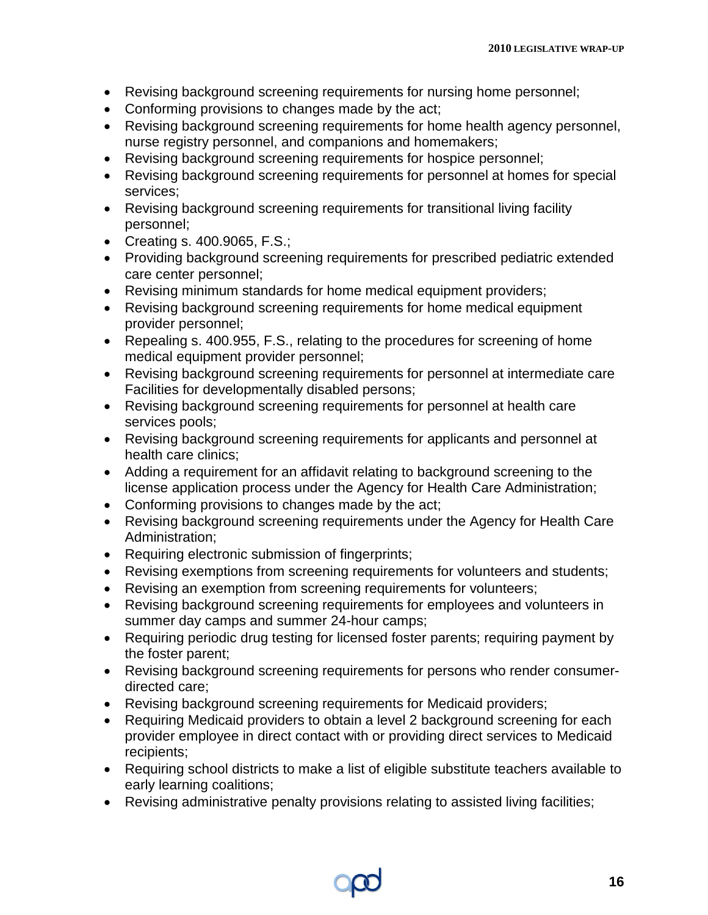- Revising background screening requirements for nursing home personnel;
- Conforming provisions to changes made by the act;
- Revising background screening requirements for home health agency personnel, nurse registry personnel, and companions and homemakers;
- Revising background screening requirements for hospice personnel;
- Revising background screening requirements for personnel at homes for special services;
- Revising background screening requirements for transitional living facility personnel;
- Creating s. 400.9065, F.S.;
- Providing background screening requirements for prescribed pediatric extended care center personnel;
- Revising minimum standards for home medical equipment providers;
- Revising background screening requirements for home medical equipment provider personnel;
- Repealing s. 400.955, F.S., relating to the procedures for screening of home medical equipment provider personnel;
- Revising background screening requirements for personnel at intermediate care Facilities for developmentally disabled persons;
- Revising background screening requirements for personnel at health care services pools;
- Revising background screening requirements for applicants and personnel at health care clinics;
- Adding a requirement for an affidavit relating to background screening to the license application process under the Agency for Health Care Administration;
- Conforming provisions to changes made by the act;
- Revising background screening requirements under the Agency for Health Care Administration;
- Requiring electronic submission of fingerprints;
- Revising exemptions from screening requirements for volunteers and students;
- Revising an exemption from screening requirements for volunteers;
- Revising background screening requirements for employees and volunteers in summer day camps and summer 24-hour camps;
- Requiring periodic drug testing for licensed foster parents; requiring payment by the foster parent;
- Revising background screening requirements for persons who render consumer-directed care;
- Revising background screening requirements for Medicaid providers;
- Requiring Medicaid providers to obtain a level 2 background screening for each provider employee in direct contact with or providing direct services to Medicaid recipients;
- Requiring school districts to make a list of eligible substitute teachers available to early learning coalitions;
- Revising administrative penalty provisions relating to assisted living facilities;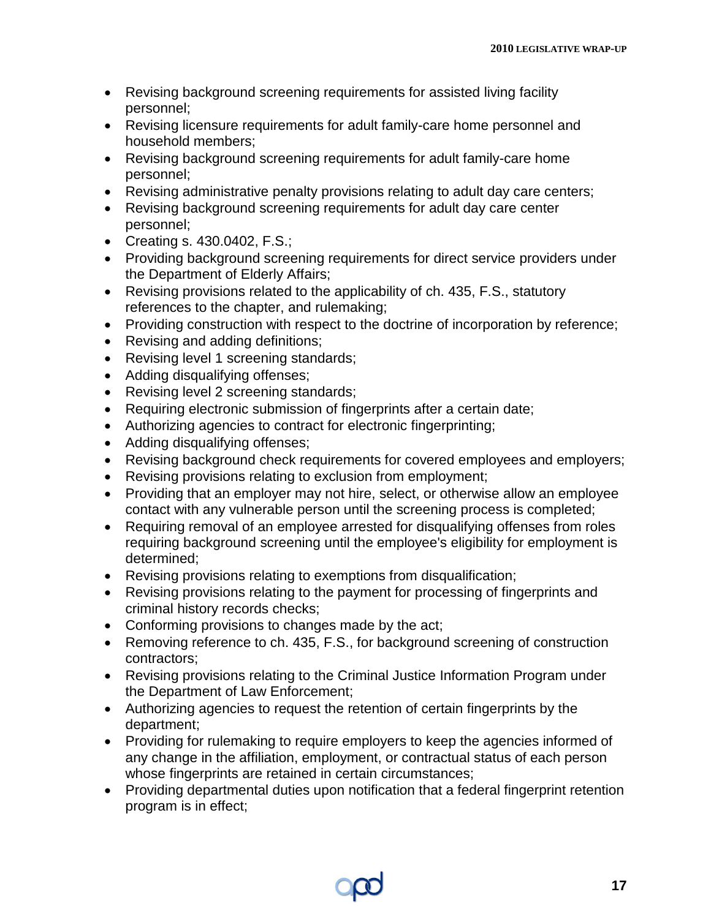- Revising background screening requirements for assisted living facility personnel;
- Revising licensure requirements for adult family-care home personnel and household members;
- Revising background screening requirements for adult family-care home personnel;
- Revising administrative penalty provisions relating to adult day care centers;
- Revising background screening requirements for adult day care center personnel;
- Creating s. 430.0402, F.S.;
- Providing background screening requirements for direct service providers under the Department of Elderly Affairs;
- Revising provisions related to the applicability of ch. 435, F.S., statutory references to the chapter, and rulemaking;
- Providing construction with respect to the doctrine of incorporation by reference;
- Revising and adding definitions;
- Revising level 1 screening standards;
- Adding disqualifying offenses;
- Revising level 2 screening standards;
- Requiring electronic submission of fingerprints after a certain date;
- Authorizing agencies to contract for electronic fingerprinting;
- Adding disqualifying offenses;
- Revising background check requirements for covered employees and employers;
- Revising provisions relating to exclusion from employment;
- Providing that an employer may not hire, select, or otherwise allow an employee contact with any vulnerable person until the screening process is completed;
- Requiring removal of an employee arrested for disqualifying offenses from roles requiring background screening until the employee's eligibility for employment is determined;
- Revising provisions relating to exemptions from disqualification;
- Revising provisions relating to the payment for processing of fingerprints and criminal history records checks;
- Conforming provisions to changes made by the act;
- Removing reference to ch. 435, F.S., for background screening of construction contractors;
- Revising provisions relating to the Criminal Justice Information Program under the Department of Law Enforcement;
- Authorizing agencies to request the retention of certain fingerprints by the department;
- Providing for rulemaking to require employers to keep the agencies informed of any change in the affiliation, employment, or contractual status of each person whose fingerprints are retained in certain circumstances;
- Providing departmental duties upon notification that a federal fingerprint retention program is in effect;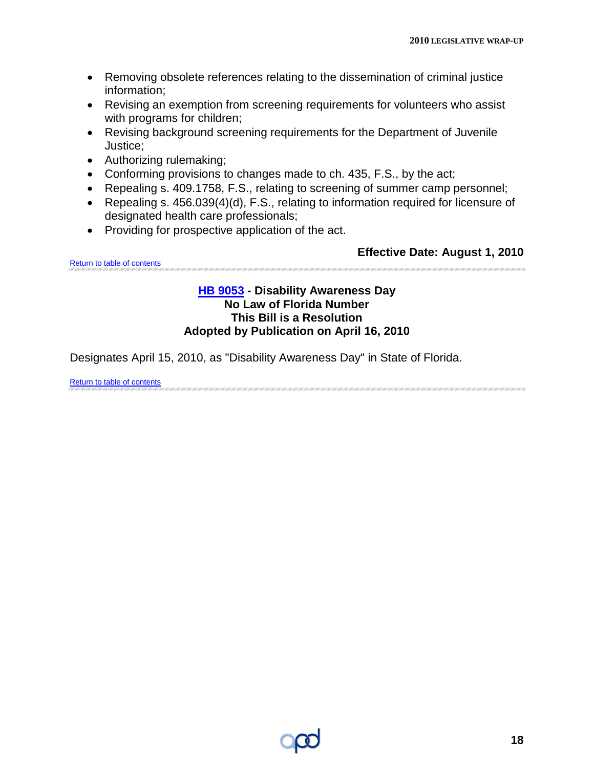- Removing obsolete references relating to the dissemination of criminal justice information;
- Revising an exemption from screening requirements for volunteers who assist with programs for children;
- Revising background screening requirements for the Department of Juvenile Justice;
- Authorizing rulemaking;
- Conforming provisions to changes made to ch. 435, F.S., by the act;
- Repealing s. 409.1758, F.S., relating to screening of summer camp personnel;
- Repealing s. 456.039(4)(d), F.S., relating to information required for licensure of designated health care professionals;
- Providing for prospective application of the act.

**Effective Date: August 1, 2010**

Return to table of contents

---

**HB 9053 - Disability Awareness Day**
**No Law of Florida Number**
**This Bill is a Resolution**
**Adopted by Publication on April 16, 2010**

Designates April 15, 2010, as "Disability Awareness Day" in State of Florida.

Return to table of contents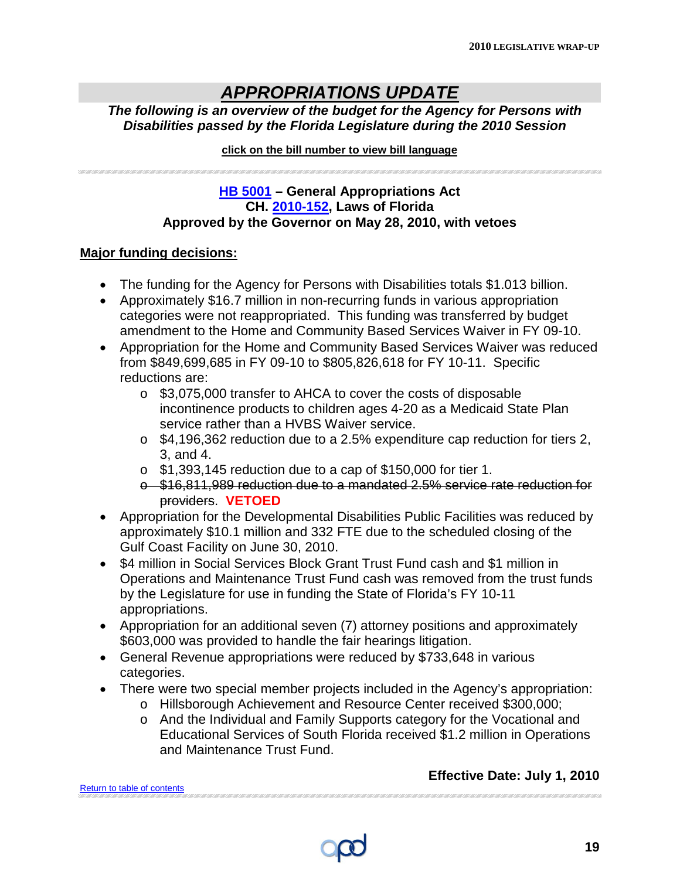# APPROPRIATIONS UPDATE

***The following is an overview of the budget for the Agency for Persons with Disabilities passed by the Florida Legislature during the 2010 Session***

**click on the bill number to view bill language**

**HB 5001 – General Appropriations Act**
**CH. 2010-152, Laws of Florida**
**Approved by the Governor on May 28, 2010, with vetoes**

**Major funding decisions:**

- The funding for the Agency for Persons with Disabilities totals $1.013 billion.
- Approximately $16.7 million in non-recurring funds in various appropriation categories were not reappropriated. This funding was transferred by budget amendment to the Home and Community Based Services Waiver in FY 09-10.
- Appropriation for the Home and Community Based Services Waiver was reduced from $849,699,685 in FY 09-10 to $805,826,618 for FY 10-11. Specific reductions are:
  - $3,075,000 transfer to AHCA to cover the costs of disposable incontinence products to children ages 4-20 as a Medicaid State Plan service rather than a HVBS Waiver service.
  - $4,196,362 reduction due to a 2.5% expenditure cap reduction for tiers 2, 3, and 4.
  - $1,393,145 reduction due to a cap of $150,000 for tier 1.
  - ~~$16,811,989 reduction due to a mandated 2.5% service rate reduction for providers~~. **VETOED**
- Appropriation for the Developmental Disabilities Public Facilities was reduced by approximately $10.1 million and 332 FTE due to the scheduled closing of the Gulf Coast Facility on June 30, 2010.
- $4 million in Social Services Block Grant Trust Fund cash and $1 million in Operations and Maintenance Trust Fund cash was removed from the trust funds by the Legislature for use in funding the State of Florida's FY 10-11 appropriations.
- Appropriation for an additional seven (7) attorney positions and approximately $603,000 was provided to handle the fair hearings litigation.
- General Revenue appropriations were reduced by $733,648 in various categories.
- There were two special member projects included in the Agency's appropriation:
  - Hillsborough Achievement and Resource Center received $300,000;
  - And the Individual and Family Supports category for the Vocational and Educational Services of South Florida received $1.2 million in Operations and Maintenance Trust Fund.

**Effective Date: July 1, 2010**

Return to table of contents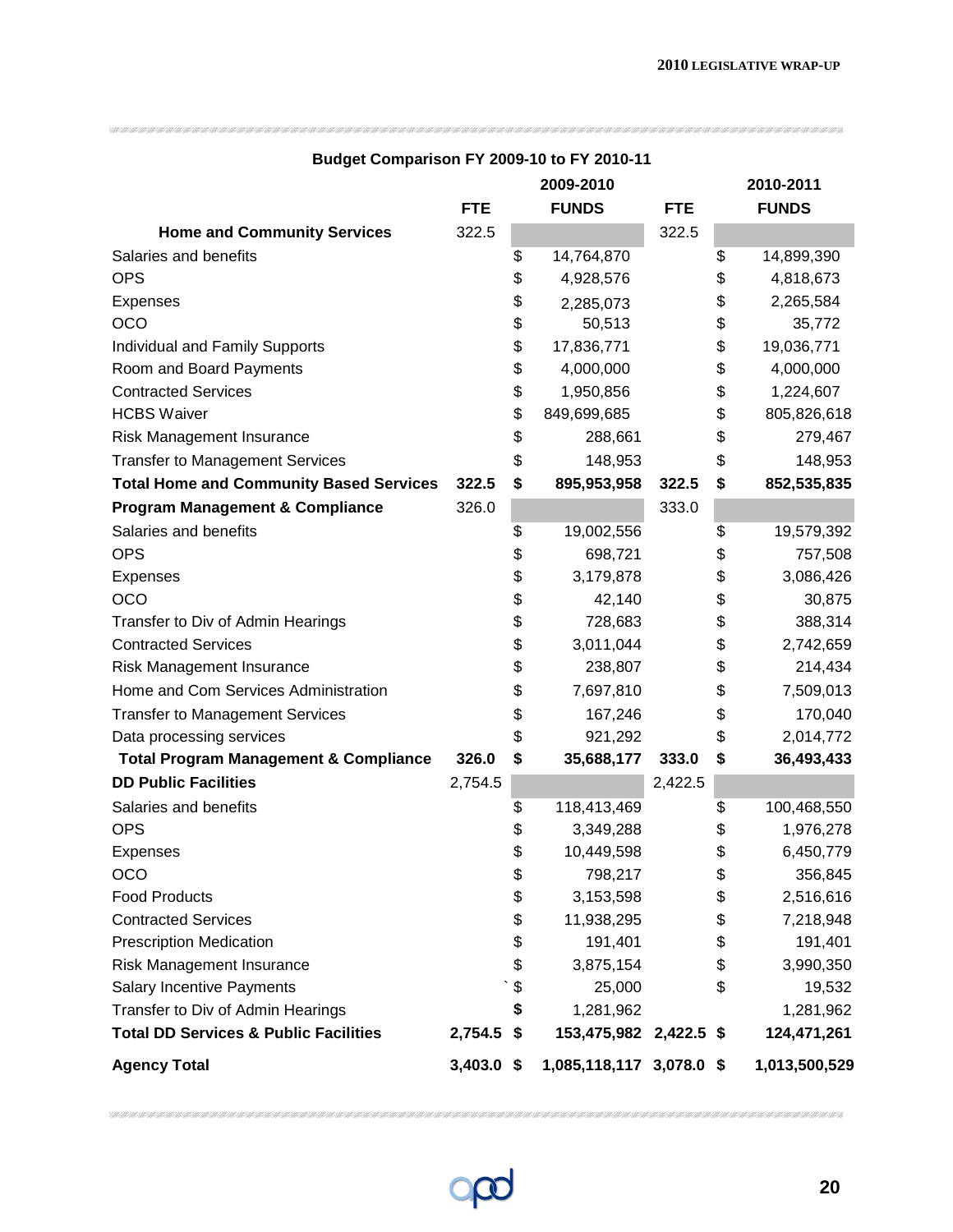## Budget Comparison FY 2009-10 to FY 2010-11

| | 2009-2010 | | 2010-2011 | |
|---|---|---|---|---|
| | **FTE** | **FUNDS** | **FTE** | **FUNDS** |
| **Home and Community Services** | 322.5 | | 322.5 | |
| Salaries and benefits | | $ 14,764,870 | | $ 14,899,390 |
| OPS | | $ 4,928,576 | | $ 4,818,673 |
| Expenses | | $ 2,285,073 | | $ 2,265,584 |
| OCO | | $ 50,513 | | $ 35,772 |
| Individual and Family Supports | | $ 17,836,771 | | $ 19,036,771 |
| Room and Board Payments | | $ 4,000,000 | | $ 4,000,000 |
| Contracted Services | | $ 1,950,856 | | $ 1,224,607 |
| HCBS Waiver | | $ 849,699,685 | | $ 805,826,618 |
| Risk Management Insurance | | $ 288,661 | | $ 279,467 |
| Transfer to Management Services | | $ 148,953 | | $ 148,953 |
| **Total Home and Community Based Services** | **322.5** | **$ 895,953,958** | **322.5** | **$ 852,535,835** |
| **Program Management & Compliance** | 326.0 | | 333.0 | |
| Salaries and benefits | | $ 19,002,556 | | $ 19,579,392 |
| OPS | | $ 698,721 | | $ 757,508 |
| Expenses | | $ 3,179,878 | | $ 3,086,426 |
| OCO | | $ 42,140 | | $ 30,875 |
| Transfer to Div of Admin Hearings | | $ 728,683 | | $ 388,314 |
| Contracted Services | | $ 3,011,044 | | $ 2,742,659 |
| Risk Management Insurance | | $ 238,807 | | $ 214,434 |
| Home and Com Services Administration | | $ 7,697,810 | | $ 7,509,013 |
| Transfer to Management Services | | $ 167,246 | | $ 170,040 |
| Data processing services | | $ 921,292 | | $ 2,014,772 |
| **Total Program Management & Compliance** | **326.0** | **$ 35,688,177** | **333.0** | **$ 36,493,433** |
| **DD Public Facilities** | 2,754.5 | | 2,422.5 | |
| Salaries and benefits | | $ 118,413,469 | | $ 100,468,550 |
| OPS | | $ 3,349,288 | | $ 1,976,278 |
| Expenses | | $ 10,449,598 | | $ 6,450,779 |
| OCO | | $ 798,217 | | $ 356,845 |
| Food Products | | $ 3,153,598 | | $ 2,516,616 |
| Contracted Services | | $ 11,938,295 | | $ 7,218,948 |
| Prescription Medication | | $ 191,401 | | $ 191,401 |
| Risk Management Insurance | | $ 3,875,154 | | $ 3,990,350 |
| Salary Incentive Payments | ` | $ 25,000 | | $ 19,532 |
| Transfer to Div of Admin Hearings | | $ 1,281,962 | | 1,281,962 |
| **Total DD Services & Public Facilities** | **2,754.5** | **$ 153,475,982** | **2,422.5** | **$ 124,471,261** |
| **Agency Total** | **3,403.0** | **$ 1,085,118,117** | **3,078.0** | **$ 1,013,500,529** |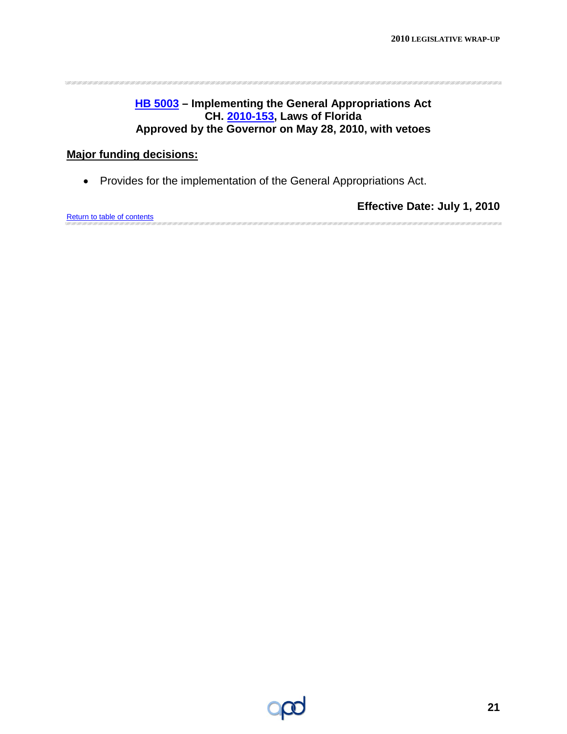## HB 5003 – Implementing the General Appropriations Act
## CH. 2010-153, Laws of Florida
## Approved by the Governor on May 28, 2010, with vetoes

**Major funding decisions:**

- Provides for the implementation of the General Appropriations Act.

**Effective Date: July 1, 2010**

Return to table of contents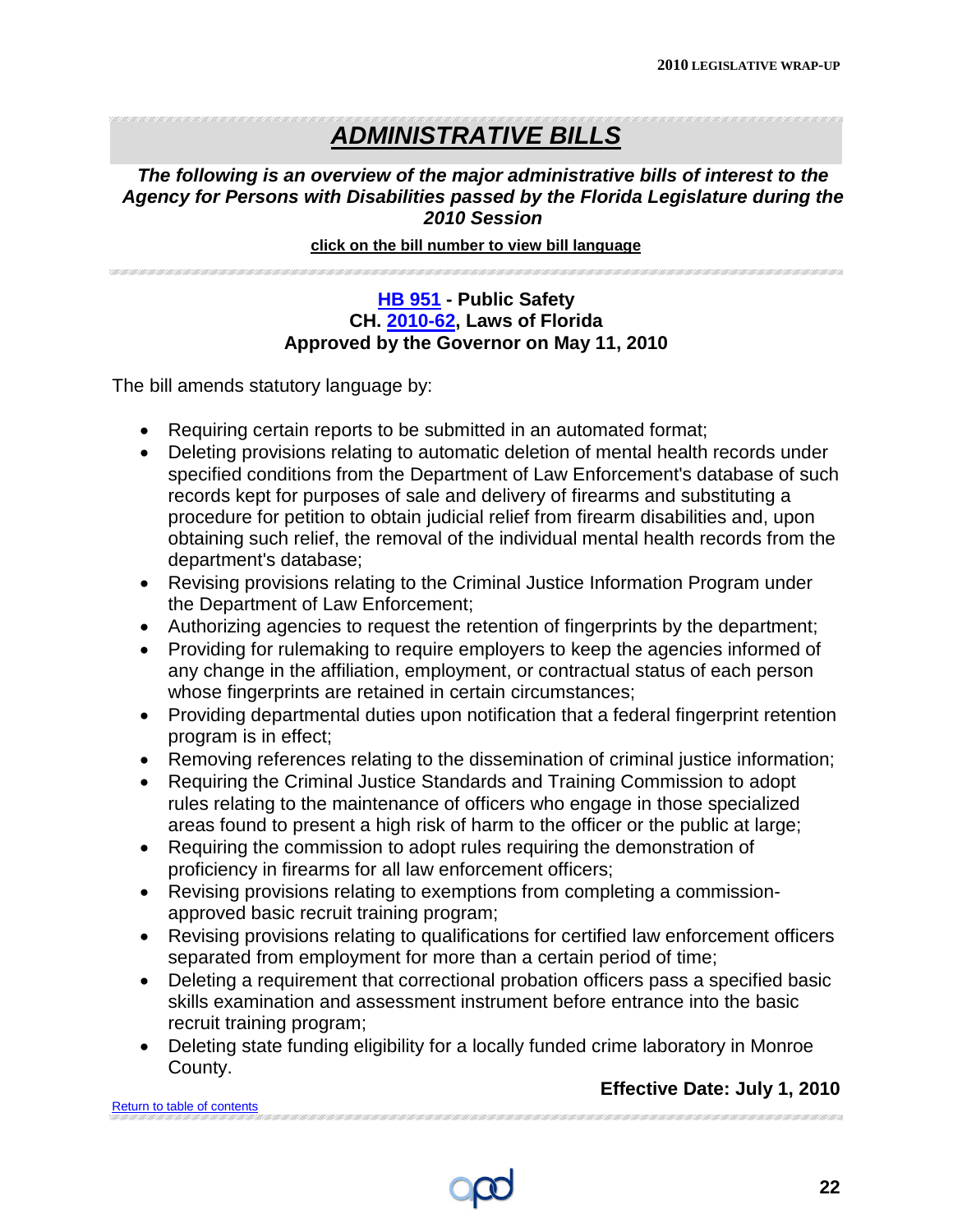# *ADMINISTRATIVE BILLS*

***The following is an overview of the major administrative bills of interest to the Agency for Persons with Disabilities passed by the Florida Legislature during the 2010 Session***

**click on the bill number to view bill language**

### HB 951 - Public Safety
### CH. 2010-62, Laws of Florida
### Approved by the Governor on May 11, 2010

The bill amends statutory language by:

- Requiring certain reports to be submitted in an automated format;
- Deleting provisions relating to automatic deletion of mental health records under specified conditions from the Department of Law Enforcement's database of such records kept for purposes of sale and delivery of firearms and substituting a procedure for petition to obtain judicial relief from firearm disabilities and, upon obtaining such relief, the removal of the individual mental health records from the department's database;
- Revising provisions relating to the Criminal Justice Information Program under the Department of Law Enforcement;
- Authorizing agencies to request the retention of fingerprints by the department;
- Providing for rulemaking to require employers to keep the agencies informed of any change in the affiliation, employment, or contractual status of each person whose fingerprints are retained in certain circumstances;
- Providing departmental duties upon notification that a federal fingerprint retention program is in effect;
- Removing references relating to the dissemination of criminal justice information;
- Requiring the Criminal Justice Standards and Training Commission to adopt rules relating to the maintenance of officers who engage in those specialized areas found to present a high risk of harm to the officer or the public at large;
- Requiring the commission to adopt rules requiring the demonstration of proficiency in firearms for all law enforcement officers;
- Revising provisions relating to exemptions from completing a commission-approved basic recruit training program;
- Revising provisions relating to qualifications for certified law enforcement officers separated from employment for more than a certain period of time;
- Deleting a requirement that correctional probation officers pass a specified basic skills examination and assessment instrument before entrance into the basic recruit training program;
- Deleting state funding eligibility for a locally funded crime laboratory in Monroe County.

**Effective Date: July 1, 2010**

Return to table of contents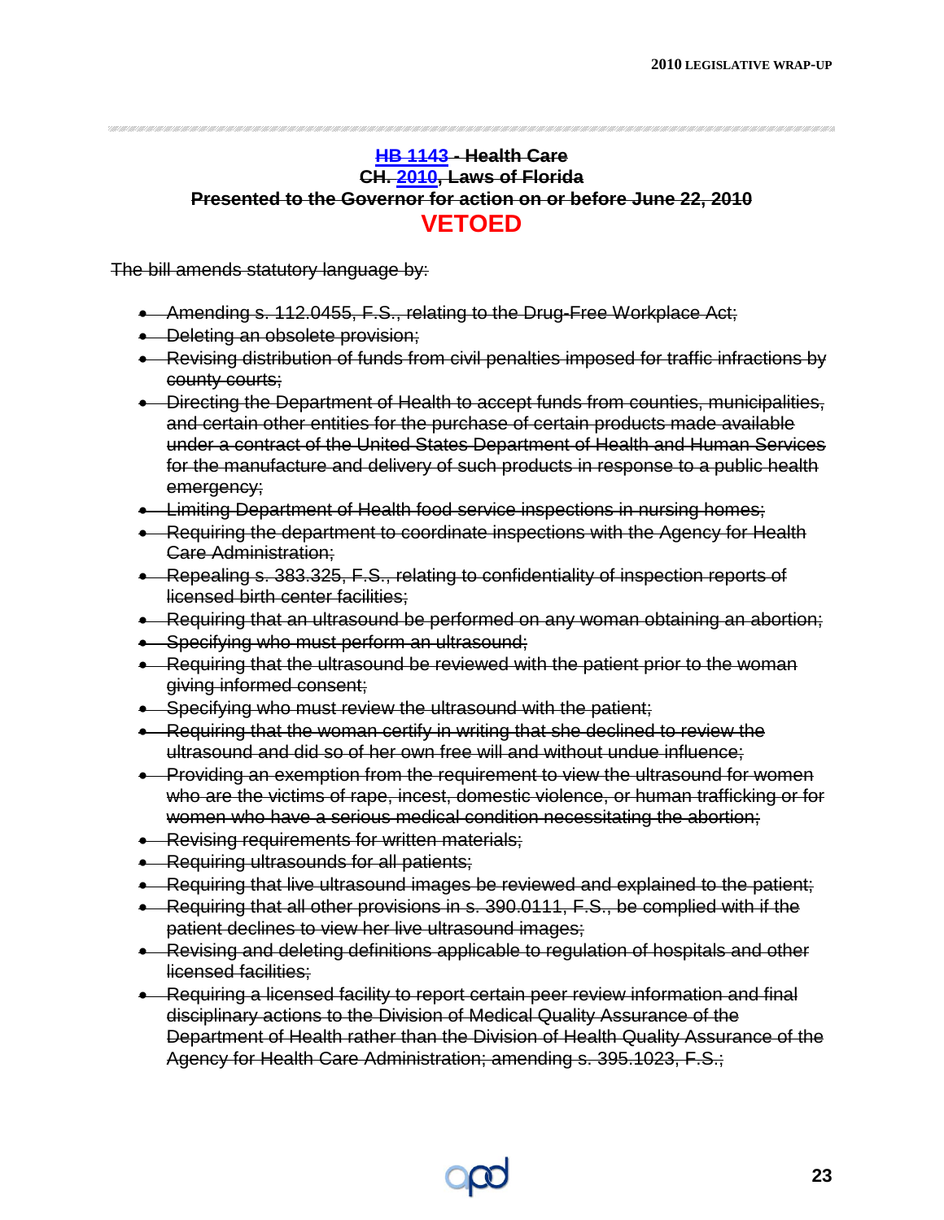**~~[HB 1143](#) - Health Care~~**
**~~CH. [2010](#), Laws of Florida~~**
**~~Presented to the Governor for action on or before June 22, 2010~~**

**VETOED**

~~The bill amends statutory language by:~~

- ~~Amending s. 112.0455, F.S., relating to the Drug-Free Workplace Act;~~
- ~~Deleting an obsolete provision;~~
- ~~Revising distribution of funds from civil penalties imposed for traffic infractions by county courts;~~
- ~~Directing the Department of Health to accept funds from counties, municipalities, and certain other entities for the purchase of certain products made available under a contract of the United States Department of Health and Human Services for the manufacture and delivery of such products in response to a public health emergency;~~
- ~~Limiting Department of Health food service inspections in nursing homes;~~
- ~~Requiring the department to coordinate inspections with the Agency for Health Care Administration;~~
- ~~Repealing s. 383.325, F.S., relating to confidentiality of inspection reports of licensed birth center facilities;~~
- ~~Requiring that an ultrasound be performed on any woman obtaining an abortion;~~
- ~~Specifying who must perform an ultrasound;~~
- ~~Requiring that the ultrasound be reviewed with the patient prior to the woman giving informed consent;~~
- ~~Specifying who must review the ultrasound with the patient;~~
- ~~Requiring that the woman certify in writing that she declined to review the ultrasound and did so of her own free will and without undue influence;~~
- ~~Providing an exemption from the requirement to view the ultrasound for women who are the victims of rape, incest, domestic violence, or human trafficking or for women who have a serious medical condition necessitating the abortion;~~
- ~~Revising requirements for written materials;~~
- ~~Requiring ultrasounds for all patients;~~
- ~~Requiring that live ultrasound images be reviewed and explained to the patient;~~
- ~~Requiring that all other provisions in s. 390.0111, F.S., be complied with if the patient declines to view her live ultrasound images;~~
- ~~Revising and deleting definitions applicable to regulation of hospitals and other licensed facilities;~~
- ~~Requiring a licensed facility to report certain peer review information and final disciplinary actions to the Division of Medical Quality Assurance of the Department of Health rather than the Division of Health Quality Assurance of the Agency for Health Care Administration; amending s. 395.1023, F.S.;~~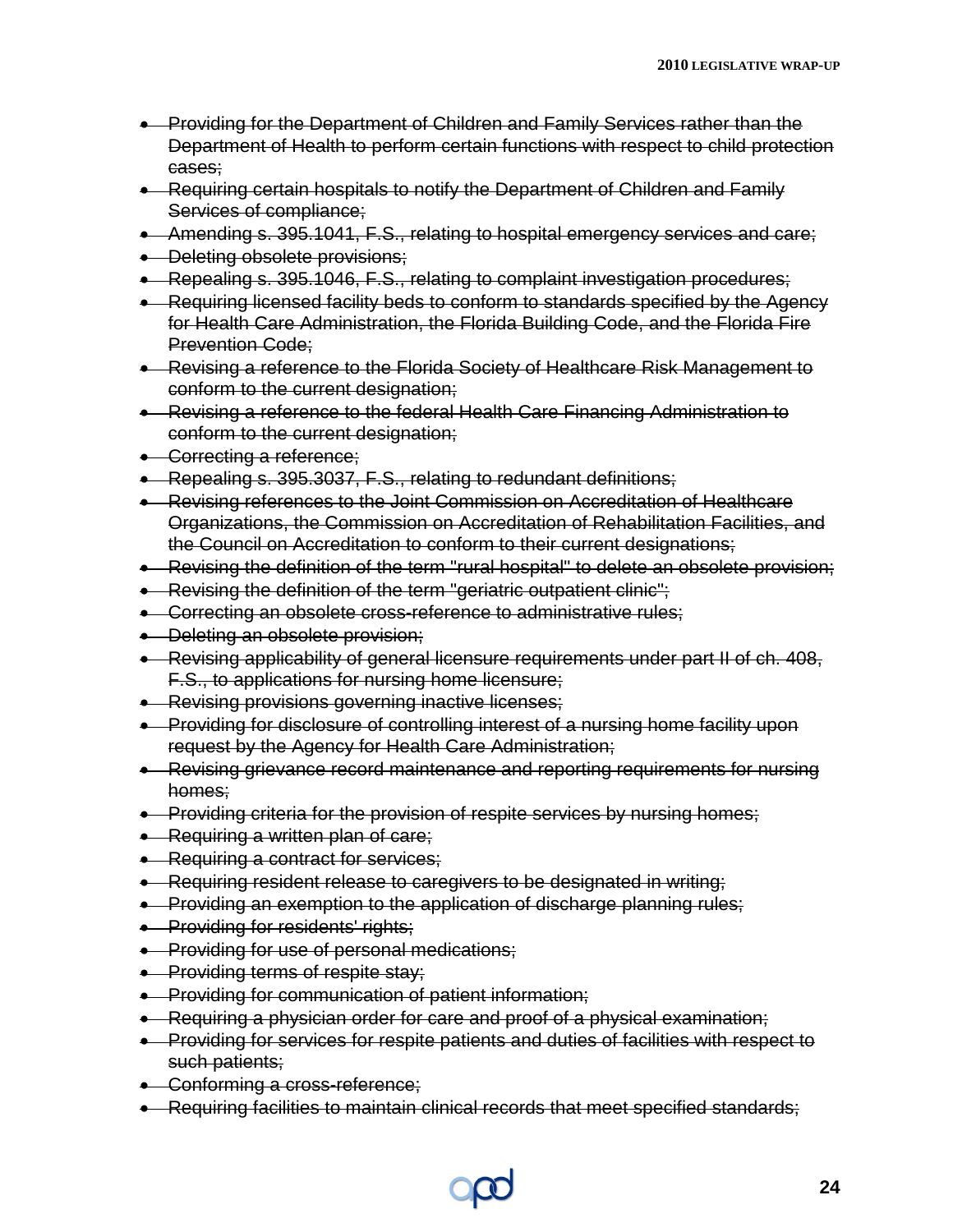- ~~Providing for the Department of Children and Family Services rather than the Department of Health to perform certain functions with respect to child protection cases;~~
- ~~Requiring certain hospitals to notify the Department of Children and Family Services of compliance;~~
- ~~Amending s. 395.1041, F.S., relating to hospital emergency services and care;~~
- ~~Deleting obsolete provisions;~~
- ~~Repealing s. 395.1046, F.S., relating to complaint investigation procedures;~~
- ~~Requiring licensed facility beds to conform to standards specified by the Agency for Health Care Administration, the Florida Building Code, and the Florida Fire Prevention Code;~~
- ~~Revising a reference to the Florida Society of Healthcare Risk Management to conform to the current designation;~~
- ~~Revising a reference to the federal Health Care Financing Administration to conform to the current designation;~~
- ~~Correcting a reference;~~
- ~~Repealing s. 395.3037, F.S., relating to redundant definitions;~~
- ~~Revising references to the Joint Commission on Accreditation of Healthcare Organizations, the Commission on Accreditation of Rehabilitation Facilities, and the Council on Accreditation to conform to their current designations;~~
- ~~Revising the definition of the term "rural hospital" to delete an obsolete provision;~~
- ~~Revising the definition of the term "geriatric outpatient clinic";~~
- ~~Correcting an obsolete cross-reference to administrative rules;~~
- ~~Deleting an obsolete provision;~~
- ~~Revising applicability of general licensure requirements under part II of ch. 408, F.S., to applications for nursing home licensure;~~
- ~~Revising provisions governing inactive licenses;~~
- ~~Providing for disclosure of controlling interest of a nursing home facility upon request by the Agency for Health Care Administration;~~
- ~~Revising grievance record maintenance and reporting requirements for nursing homes;~~
- ~~Providing criteria for the provision of respite services by nursing homes;~~
- ~~Requiring a written plan of care;~~
- ~~Requiring a contract for services;~~
- ~~Requiring resident release to caregivers to be designated in writing;~~
- ~~Providing an exemption to the application of discharge planning rules;~~
- ~~Providing for residents' rights;~~
- ~~Providing for use of personal medications;~~
- ~~Providing terms of respite stay;~~
- ~~Providing for communication of patient information;~~
- ~~Requiring a physician order for care and proof of a physical examination;~~
- ~~Providing for services for respite patients and duties of facilities with respect to such patients;~~
- ~~Conforming a cross-reference;~~
- ~~Requiring facilities to maintain clinical records that meet specified standards;~~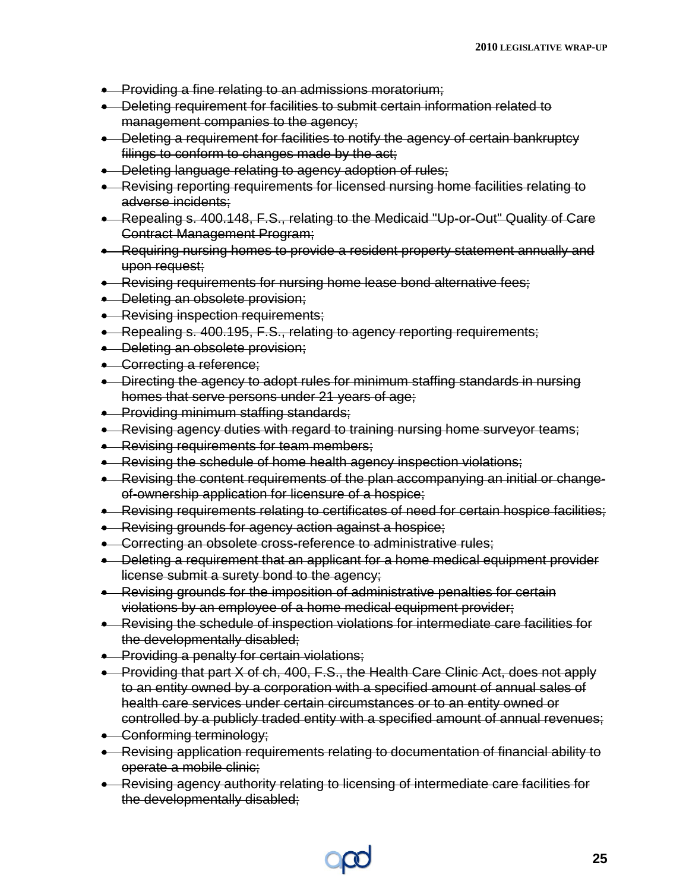- ~~Providing a fine relating to an admissions moratorium;~~
- ~~Deleting requirement for facilities to submit certain information related to management companies to the agency;~~
- ~~Deleting a requirement for facilities to notify the agency of certain bankruptcy filings to conform to changes made by the act;~~
- ~~Deleting language relating to agency adoption of rules;~~
- ~~Revising reporting requirements for licensed nursing home facilities relating to adverse incidents;~~
- ~~Repealing s. 400.148, F.S., relating to the Medicaid "Up-or-Out" Quality of Care Contract Management Program;~~
- ~~Requiring nursing homes to provide a resident property statement annually and upon request;~~
- ~~Revising requirements for nursing home lease bond alternative fees;~~
- ~~Deleting an obsolete provision;~~
- ~~Revising inspection requirements;~~
- ~~Repealing s. 400.195, F.S., relating to agency reporting requirements;~~
- ~~Deleting an obsolete provision;~~
- ~~Correcting a reference;~~
- ~~Directing the agency to adopt rules for minimum staffing standards in nursing homes that serve persons under 21 years of age;~~
- ~~Providing minimum staffing standards;~~
- ~~Revising agency duties with regard to training nursing home surveyor teams;~~
- ~~Revising requirements for team members;~~
- ~~Revising the schedule of home health agency inspection violations;~~
- ~~Revising the content requirements of the plan accompanying an initial or change-of-ownership application for licensure of a hospice;~~
- ~~Revising requirements relating to certificates of need for certain hospice facilities;~~
- ~~Revising grounds for agency action against a hospice;~~
- ~~Correcting an obsolete cross-reference to administrative rules;~~
- ~~Deleting a requirement that an applicant for a home medical equipment provider license submit a surety bond to the agency;~~
- ~~Revising grounds for the imposition of administrative penalties for certain violations by an employee of a home medical equipment provider;~~
- ~~Revising the schedule of inspection violations for intermediate care facilities for the developmentally disabled;~~
- ~~Providing a penalty for certain violations;~~
- ~~Providing that part X of ch, 400, F.S., the Health Care Clinic Act, does not apply to an entity owned by a corporation with a specified amount of annual sales of health care services under certain circumstances or to an entity owned or controlled by a publicly traded entity with a specified amount of annual revenues;~~
- ~~Conforming terminology;~~
- ~~Revising application requirements relating to documentation of financial ability to operate a mobile clinic;~~
- ~~Revising agency authority relating to licensing of intermediate care facilities for the developmentally disabled;~~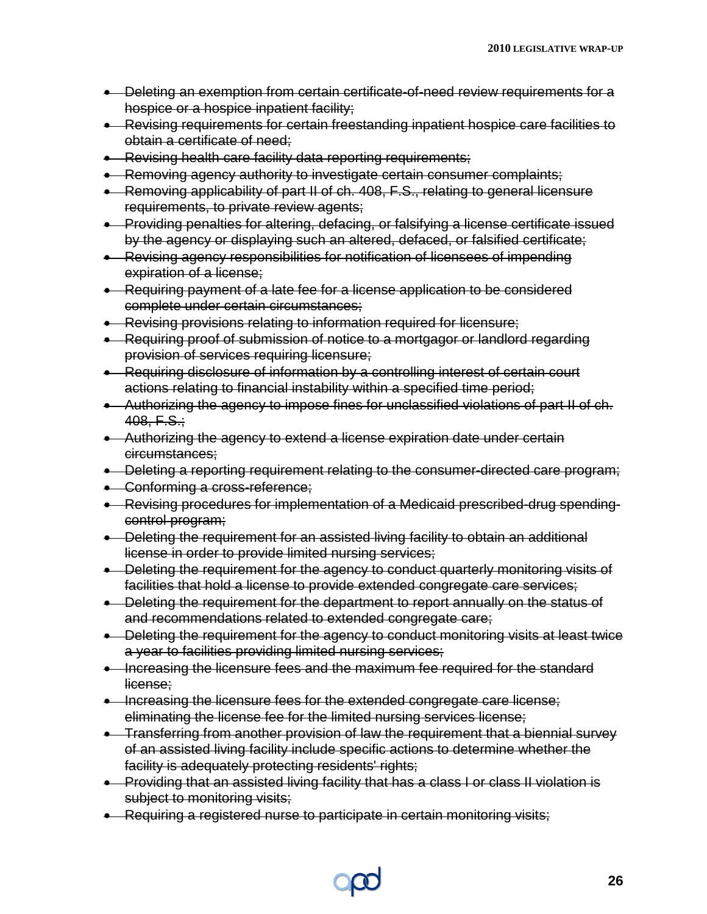- ~~Deleting an exemption from certain certificate-of-need review requirements for a hospice or a hospice inpatient facility;~~
- ~~Revising requirements for certain freestanding inpatient hospice care facilities to obtain a certificate of need;~~
- ~~Revising health care facility data reporting requirements;~~
- ~~Removing agency authority to investigate certain consumer complaints;~~
- ~~Removing applicability of part II of ch. 408, F.S., relating to general licensure requirements, to private review agents;~~
- ~~Providing penalties for altering, defacing, or falsifying a license certificate issued by the agency or displaying such an altered, defaced, or falsified certificate;~~
- ~~Revising agency responsibilities for notification of licensees of impending expiration of a license;~~
- ~~Requiring payment of a late fee for a license application to be considered complete under certain circumstances;~~
- ~~Revising provisions relating to information required for licensure;~~
- ~~Requiring proof of submission of notice to a mortgagor or landlord regarding provision of services requiring licensure;~~
- ~~Requiring disclosure of information by a controlling interest of certain court actions relating to financial instability within a specified time period;~~
- ~~Authorizing the agency to impose fines for unclassified violations of part II of ch. 408, F.S.;~~
- ~~Authorizing the agency to extend a license expiration date under certain circumstances;~~
- ~~Deleting a reporting requirement relating to the consumer-directed care program;~~
- ~~Conforming a cross-reference;~~
- ~~Revising procedures for implementation of a Medicaid prescribed-drug spending-control program;~~
- ~~Deleting the requirement for an assisted living facility to obtain an additional license in order to provide limited nursing services;~~
- ~~Deleting the requirement for the agency to conduct quarterly monitoring visits of facilities that hold a license to provide extended congregate care services;~~
- ~~Deleting the requirement for the department to report annually on the status of and recommendations related to extended congregate care;~~
- ~~Deleting the requirement for the agency to conduct monitoring visits at least twice a year to facilities providing limited nursing services;~~
- ~~Increasing the licensure fees and the maximum fee required for the standard license;~~
- ~~Increasing the licensure fees for the extended congregate care license; eliminating the license fee for the limited nursing services license;~~
- ~~Transferring from another provision of law the requirement that a biennial survey of an assisted living facility include specific actions to determine whether the facility is adequately protecting residents' rights;~~
- ~~Providing that an assisted living facility that has a class I or class II violation is subject to monitoring visits;~~
- ~~Requiring a registered nurse to participate in certain monitoring visits;~~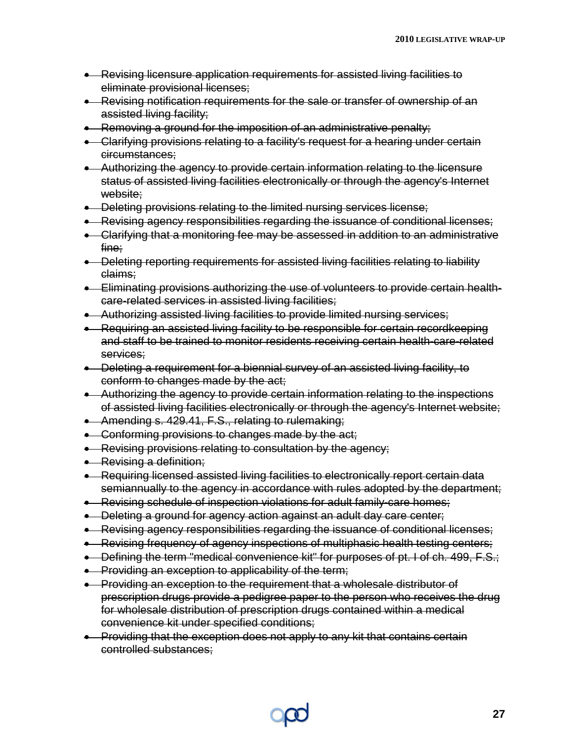- ~~Revising licensure application requirements for assisted living facilities to eliminate provisional licenses;~~
- ~~Revising notification requirements for the sale or transfer of ownership of an assisted living facility;~~
- ~~Removing a ground for the imposition of an administrative penalty;~~
- ~~Clarifying provisions relating to a facility's request for a hearing under certain circumstances;~~
- ~~Authorizing the agency to provide certain information relating to the licensure status of assisted living facilities electronically or through the agency's Internet website;~~
- ~~Deleting provisions relating to the limited nursing services license;~~
- ~~Revising agency responsibilities regarding the issuance of conditional licenses;~~
- ~~Clarifying that a monitoring fee may be assessed in addition to an administrative fine;~~
- ~~Deleting reporting requirements for assisted living facilities relating to liability claims;~~
- ~~Eliminating provisions authorizing the use of volunteers to provide certain health-care-related services in assisted living facilities;~~
- ~~Authorizing assisted living facilities to provide limited nursing services;~~
- ~~Requiring an assisted living facility to be responsible for certain recordkeeping and staff to be trained to monitor residents receiving certain health-care-related services;~~
- ~~Deleting a requirement for a biennial survey of an assisted living facility, to conform to changes made by the act;~~
- ~~Authorizing the agency to provide certain information relating to the inspections of assisted living facilities electronically or through the agency's Internet website;~~
- ~~Amending s. 429.41, F.S., relating to rulemaking;~~
- ~~Conforming provisions to changes made by the act;~~
- ~~Revising provisions relating to consultation by the agency;~~
- ~~Revising a definition;~~
- ~~Requiring licensed assisted living facilities to electronically report certain data semiannually to the agency in accordance with rules adopted by the department;~~
- ~~Revising schedule of inspection violations for adult family-care homes;~~
- ~~Deleting a ground for agency action against an adult day care center;~~
- ~~Revising agency responsibilities regarding the issuance of conditional licenses;~~
- ~~Revising frequency of agency inspections of multiphasic health testing centers;~~
- ~~Defining the term "medical convenience kit" for purposes of pt. I of ch. 499, F.S.;~~
- ~~Providing an exception to applicability of the term;~~
- ~~Providing an exception to the requirement that a wholesale distributor of prescription drugs provide a pedigree paper to the person who receives the drug for wholesale distribution of prescription drugs contained within a medical convenience kit under specified conditions;~~
- ~~Providing that the exception does not apply to any kit that contains certain controlled substances;~~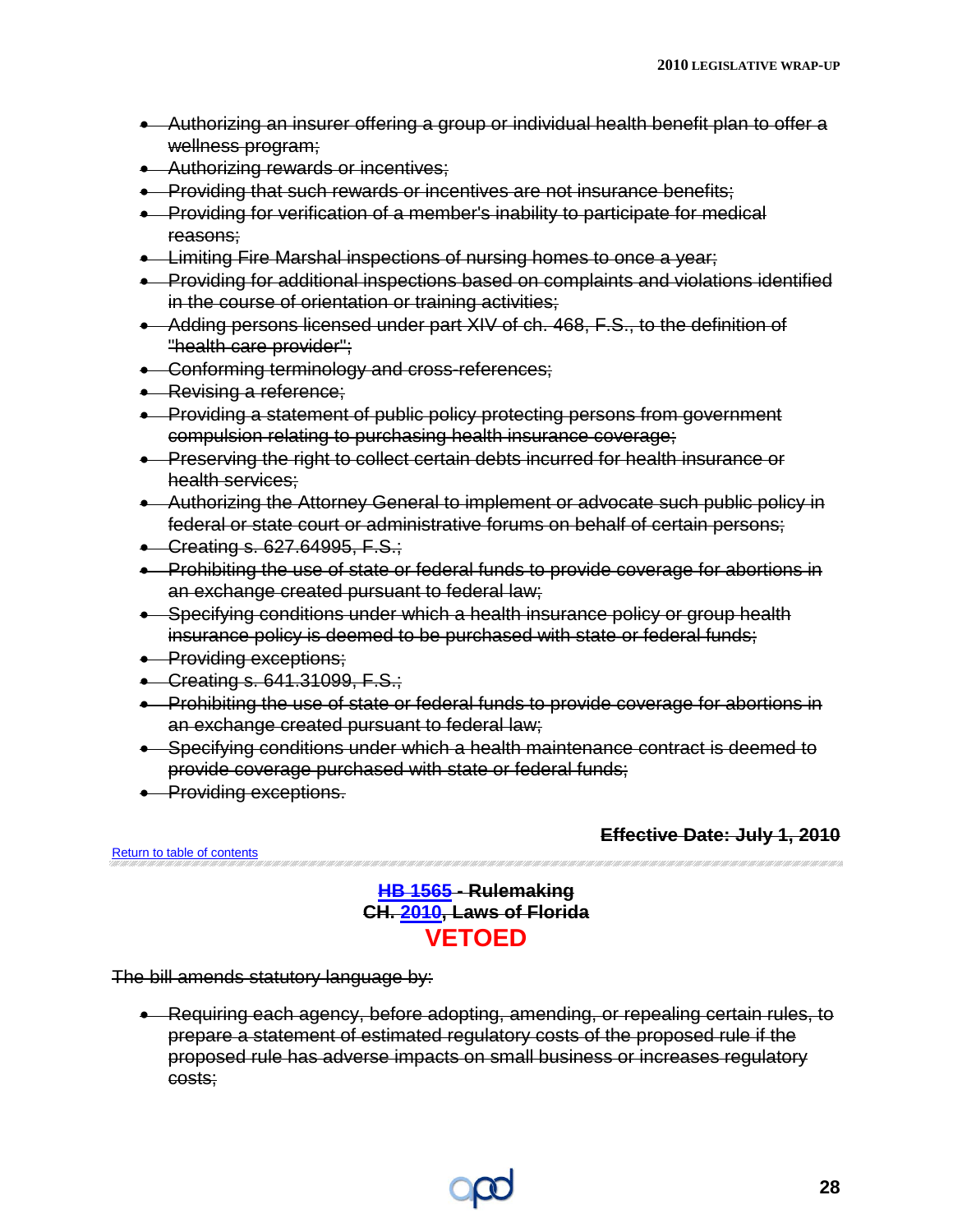- ~~Authorizing an insurer offering a group or individual health benefit plan to offer a wellness program;~~
- ~~Authorizing rewards or incentives;~~
- ~~Providing that such rewards or incentives are not insurance benefits;~~
- ~~Providing for verification of a member's inability to participate for medical reasons;~~
- ~~Limiting Fire Marshal inspections of nursing homes to once a year;~~
- ~~Providing for additional inspections based on complaints and violations identified in the course of orientation or training activities;~~
- ~~Adding persons licensed under part XIV of ch. 468, F.S., to the definition of "health care provider";~~
- ~~Conforming terminology and cross-references;~~
- ~~Revising a reference;~~
- ~~Providing a statement of public policy protecting persons from government compulsion relating to purchasing health insurance coverage;~~
- ~~Preserving the right to collect certain debts incurred for health insurance or health services;~~
- ~~Authorizing the Attorney General to implement or advocate such public policy in federal or state court or administrative forums on behalf of certain persons;~~
- ~~Creating s. 627.64995, F.S.;~~
- ~~Prohibiting the use of state or federal funds to provide coverage for abortions in an exchange created pursuant to federal law;~~
- ~~Specifying conditions under which a health insurance policy or group health insurance policy is deemed to be purchased with state or federal funds;~~
- ~~Providing exceptions;~~
- ~~Creating s. 641.31099, F.S.;~~
- ~~Prohibiting the use of state or federal funds to provide coverage for abortions in an exchange created pursuant to federal law;~~
- ~~Specifying conditions under which a health maintenance contract is deemed to provide coverage purchased with state or federal funds;~~
- ~~Providing exceptions.~~

**~~Effective Date: July 1, 2010~~**

Return to table of contents

## ~~HB 1565 - Rulemaking~~
## ~~CH. 2010, Laws of Florida~~
## VETOED

~~The bill amends statutory language by:~~

- ~~Requiring each agency, before adopting, amending, or repealing certain rules, to prepare a statement of estimated regulatory costs of the proposed rule if the proposed rule has adverse impacts on small business or increases regulatory costs;~~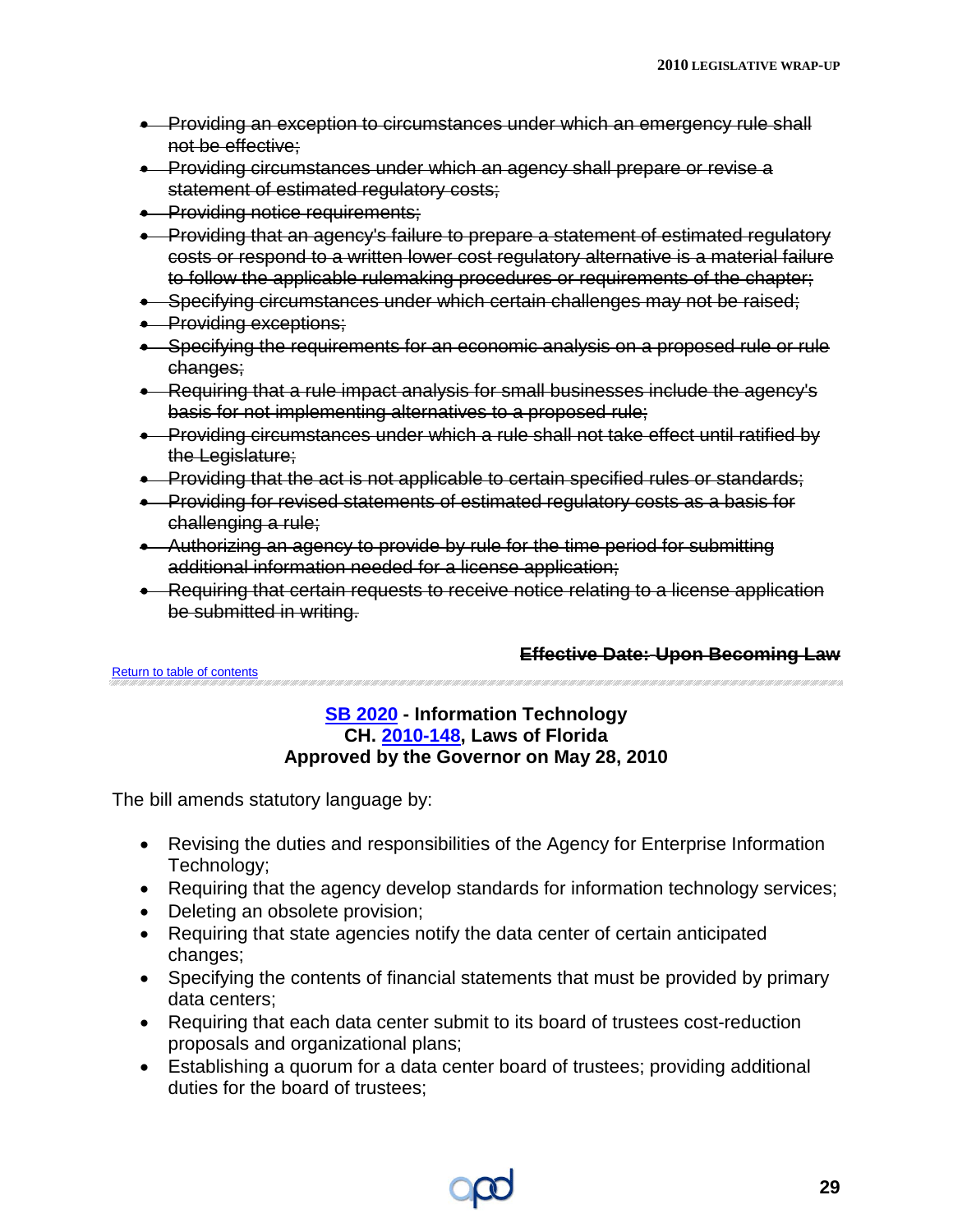- ~~Providing an exception to circumstances under which an emergency rule shall not be effective;~~
- ~~Providing circumstances under which an agency shall prepare or revise a statement of estimated regulatory costs;~~
- ~~Providing notice requirements;~~
- ~~Providing that an agency's failure to prepare a statement of estimated regulatory costs or respond to a written lower cost regulatory alternative is a material failure to follow the applicable rulemaking procedures or requirements of the chapter;~~
- ~~Specifying circumstances under which certain challenges may not be raised;~~
- ~~Providing exceptions;~~
- ~~Specifying the requirements for an economic analysis on a proposed rule or rule changes;~~
- ~~Requiring that a rule impact analysis for small businesses include the agency's basis for not implementing alternatives to a proposed rule;~~
- ~~Providing circumstances under which a rule shall not take effect until ratified by the Legislature;~~
- ~~Providing that the act is not applicable to certain specified rules or standards;~~
- ~~Providing for revised statements of estimated regulatory costs as a basis for challenging a rule;~~
- ~~Authorizing an agency to provide by rule for the time period for submitting additional information needed for a license application;~~
- ~~Requiring that certain requests to receive notice relating to a license application be submitted in writing.~~

**~~Effective Date: Upon Becoming Law~~**

Return to table of contents

**SB 2020 - Information Technology**
**CH. 2010-148, Laws of Florida**
**Approved by the Governor on May 28, 2010**

The bill amends statutory language by:

- Revising the duties and responsibilities of the Agency for Enterprise Information Technology;
- Requiring that the agency develop standards for information technology services;
- Deleting an obsolete provision;
- Requiring that state agencies notify the data center of certain anticipated changes;
- Specifying the contents of financial statements that must be provided by primary data centers;
- Requiring that each data center submit to its board of trustees cost-reduction proposals and organizational plans;
- Establishing a quorum for a data center board of trustees; providing additional duties for the board of trustees;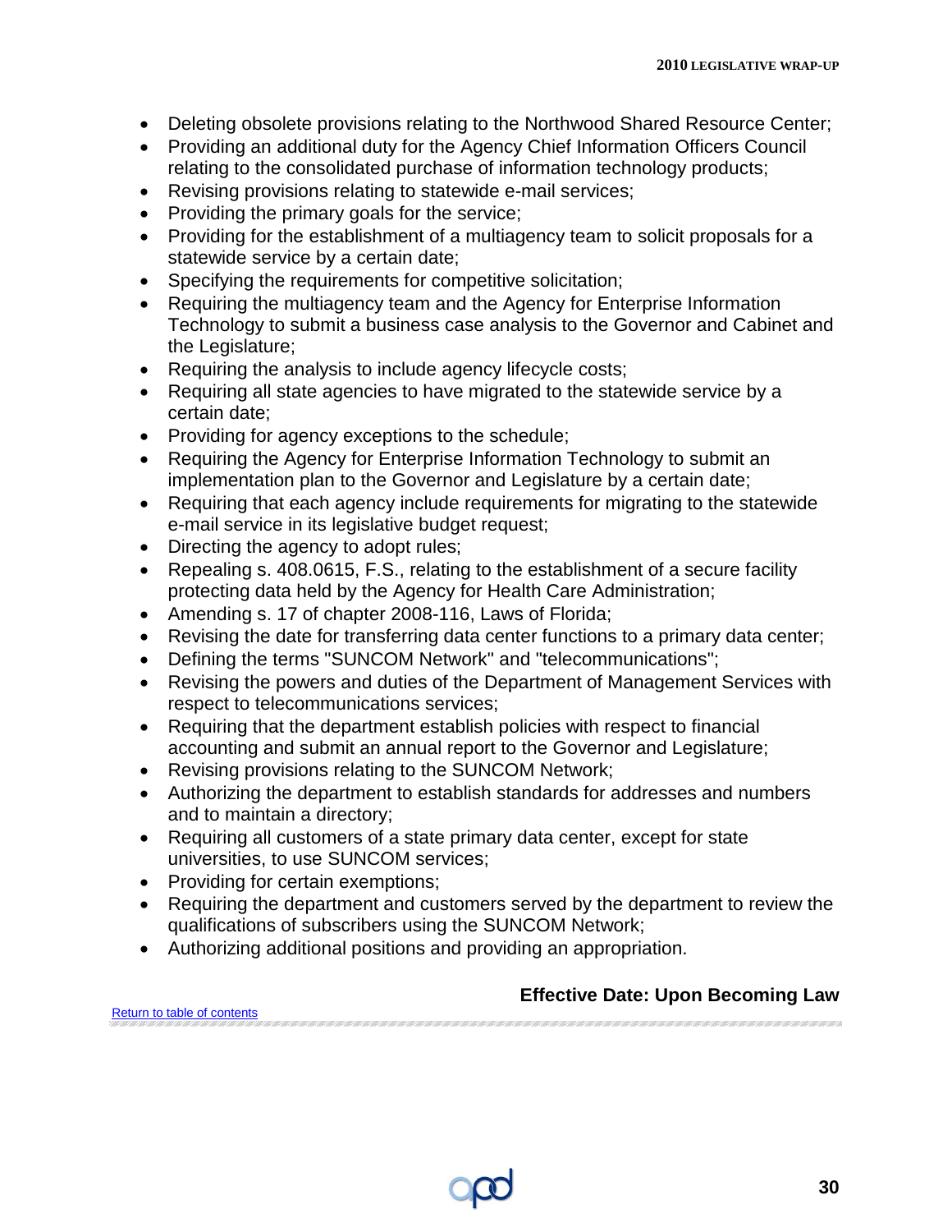- Deleting obsolete provisions relating to the Northwood Shared Resource Center;
- Providing an additional duty for the Agency Chief Information Officers Council relating to the consolidated purchase of information technology products;
- Revising provisions relating to statewide e-mail services;
- Providing the primary goals for the service;
- Providing for the establishment of a multiagency team to solicit proposals for a statewide service by a certain date;
- Specifying the requirements for competitive solicitation;
- Requiring the multiagency team and the Agency for Enterprise Information Technology to submit a business case analysis to the Governor and Cabinet and the Legislature;
- Requiring the analysis to include agency lifecycle costs;
- Requiring all state agencies to have migrated to the statewide service by a certain date;
- Providing for agency exceptions to the schedule;
- Requiring the Agency for Enterprise Information Technology to submit an implementation plan to the Governor and Legislature by a certain date;
- Requiring that each agency include requirements for migrating to the statewide e-mail service in its legislative budget request;
- Directing the agency to adopt rules;
- Repealing s. 408.0615, F.S., relating to the establishment of a secure facility protecting data held by the Agency for Health Care Administration;
- Amending s. 17 of chapter 2008-116, Laws of Florida;
- Revising the date for transferring data center functions to a primary data center;
- Defining the terms "SUNCOM Network" and "telecommunications";
- Revising the powers and duties of the Department of Management Services with respect to telecommunications services;
- Requiring that the department establish policies with respect to financial accounting and submit an annual report to the Governor and Legislature;
- Revising provisions relating to the SUNCOM Network;
- Authorizing the department to establish standards for addresses and numbers and to maintain a directory;
- Requiring all customers of a state primary data center, except for state universities, to use SUNCOM services;
- Providing for certain exemptions;
- Requiring the department and customers served by the department to review the qualifications of subscribers using the SUNCOM Network;
- Authorizing additional positions and providing an appropriation.

**Effective Date: Upon Becoming Law**

Return to table of contents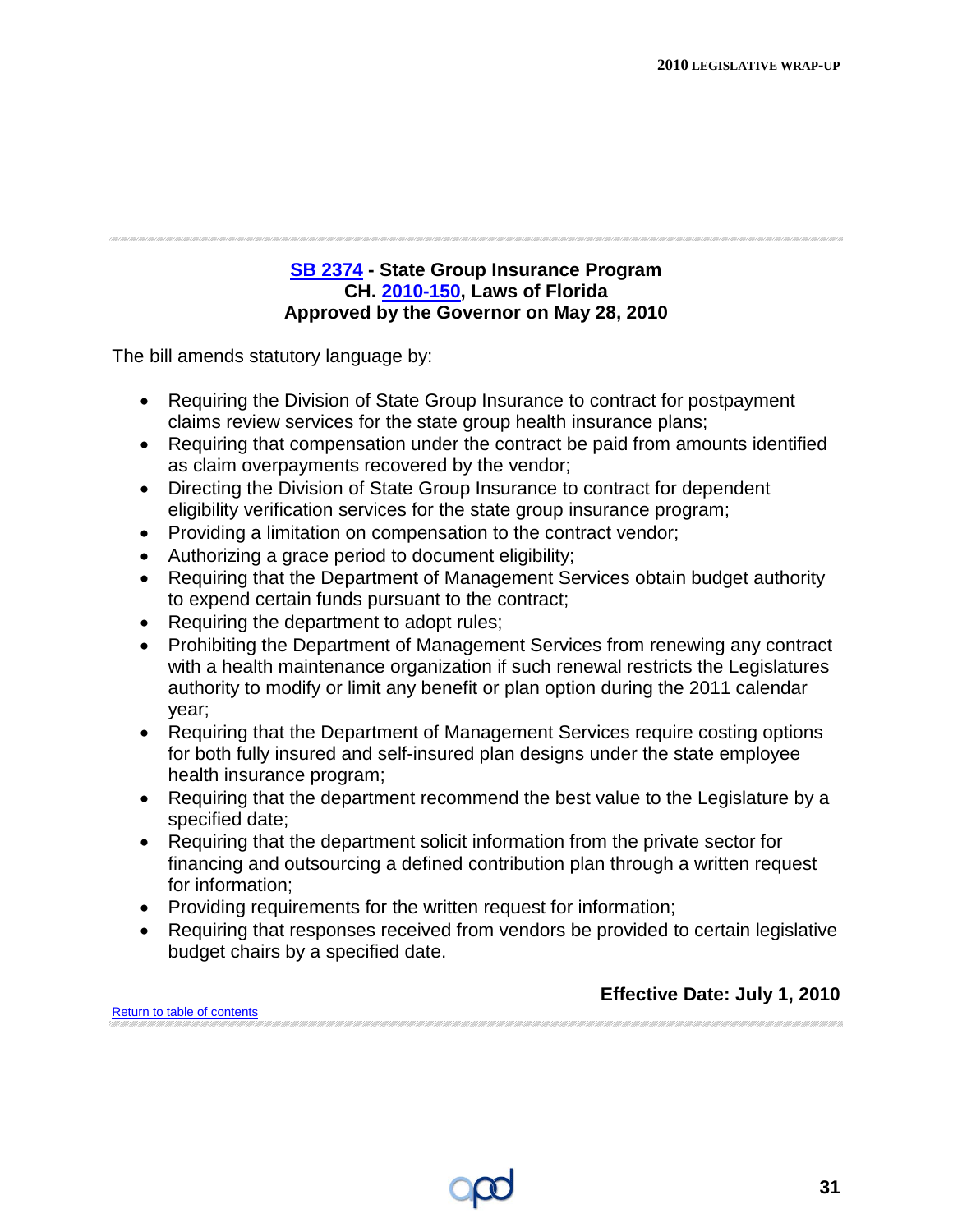### SB 2374 - State Group Insurance Program
### CH. 2010-150, Laws of Florida
### Approved by the Governor on May 28, 2010

The bill amends statutory language by:

- Requiring the Division of State Group Insurance to contract for postpayment claims review services for the state group health insurance plans;
- Requiring that compensation under the contract be paid from amounts identified as claim overpayments recovered by the vendor;
- Directing the Division of State Group Insurance to contract for dependent eligibility verification services for the state group insurance program;
- Providing a limitation on compensation to the contract vendor;
- Authorizing a grace period to document eligibility;
- Requiring that the Department of Management Services obtain budget authority to expend certain funds pursuant to the contract;
- Requiring the department to adopt rules;
- Prohibiting the Department of Management Services from renewing any contract with a health maintenance organization if such renewal restricts the Legislatures authority to modify or limit any benefit or plan option during the 2011 calendar year;
- Requiring that the Department of Management Services require costing options for both fully insured and self-insured plan designs under the state employee health insurance program;
- Requiring that the department recommend the best value to the Legislature by a specified date;
- Requiring that the department solicit information from the private sector for financing and outsourcing a defined contribution plan through a written request for information;
- Providing requirements for the written request for information;
- Requiring that responses received from vendors be provided to certain legislative budget chairs by a specified date.

**Effective Date: July 1, 2010**

Return to table of contents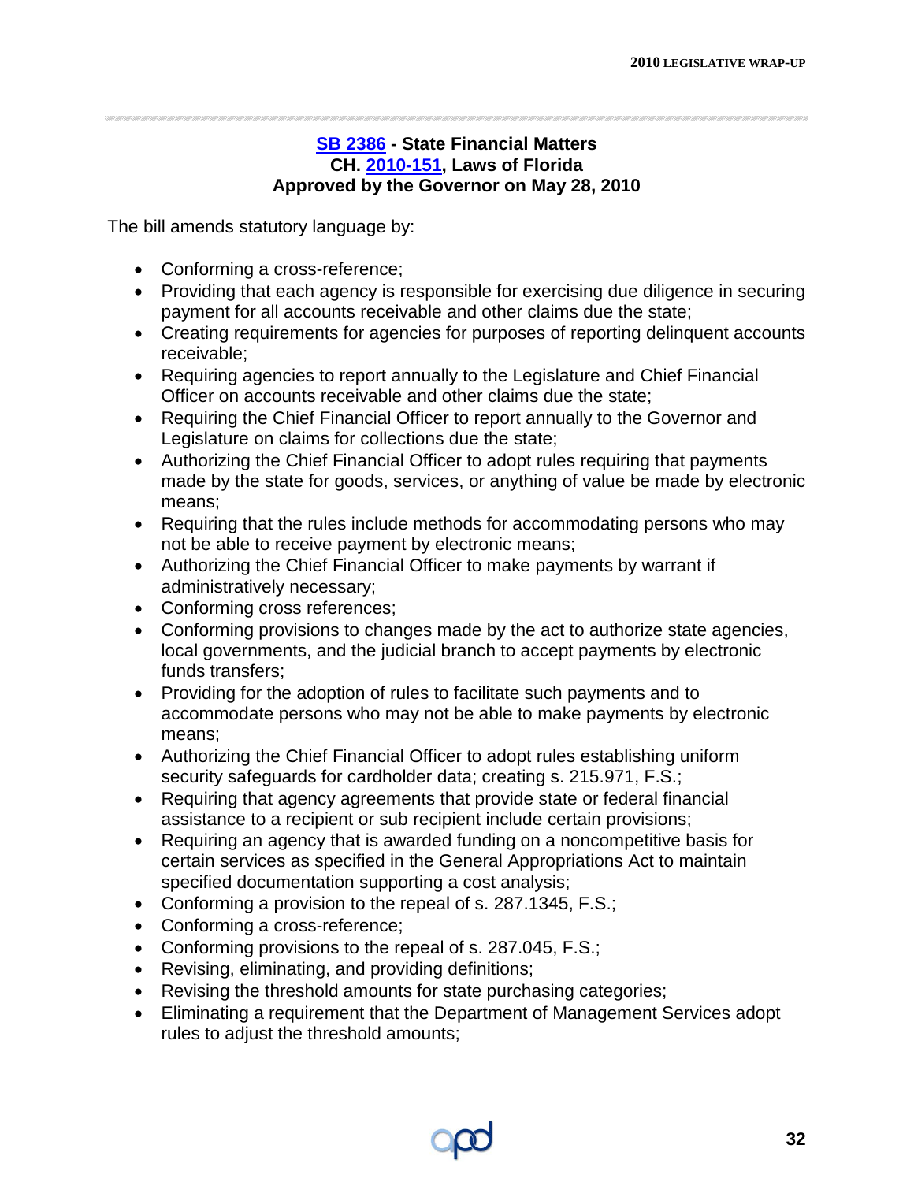**SB 2386 - State Financial Matters**
**CH. 2010-151, Laws of Florida**
**Approved by the Governor on May 28, 2010**

The bill amends statutory language by:

- Conforming a cross-reference;
- Providing that each agency is responsible for exercising due diligence in securing payment for all accounts receivable and other claims due the state;
- Creating requirements for agencies for purposes of reporting delinquent accounts receivable;
- Requiring agencies to report annually to the Legislature and Chief Financial Officer on accounts receivable and other claims due the state;
- Requiring the Chief Financial Officer to report annually to the Governor and Legislature on claims for collections due the state;
- Authorizing the Chief Financial Officer to adopt rules requiring that payments made by the state for goods, services, or anything of value be made by electronic means;
- Requiring that the rules include methods for accommodating persons who may not be able to receive payment by electronic means;
- Authorizing the Chief Financial Officer to make payments by warrant if administratively necessary;
- Conforming cross references;
- Conforming provisions to changes made by the act to authorize state agencies, local governments, and the judicial branch to accept payments by electronic funds transfers;
- Providing for the adoption of rules to facilitate such payments and to accommodate persons who may not be able to make payments by electronic means;
- Authorizing the Chief Financial Officer to adopt rules establishing uniform security safeguards for cardholder data; creating s. 215.971, F.S.;
- Requiring that agency agreements that provide state or federal financial assistance to a recipient or sub recipient include certain provisions;
- Requiring an agency that is awarded funding on a noncompetitive basis for certain services as specified in the General Appropriations Act to maintain specified documentation supporting a cost analysis;
- Conforming a provision to the repeal of s. 287.1345, F.S.;
- Conforming a cross-reference;
- Conforming provisions to the repeal of s. 287.045, F.S.;
- Revising, eliminating, and providing definitions;
- Revising the threshold amounts for state purchasing categories;
- Eliminating a requirement that the Department of Management Services adopt rules to adjust the threshold amounts;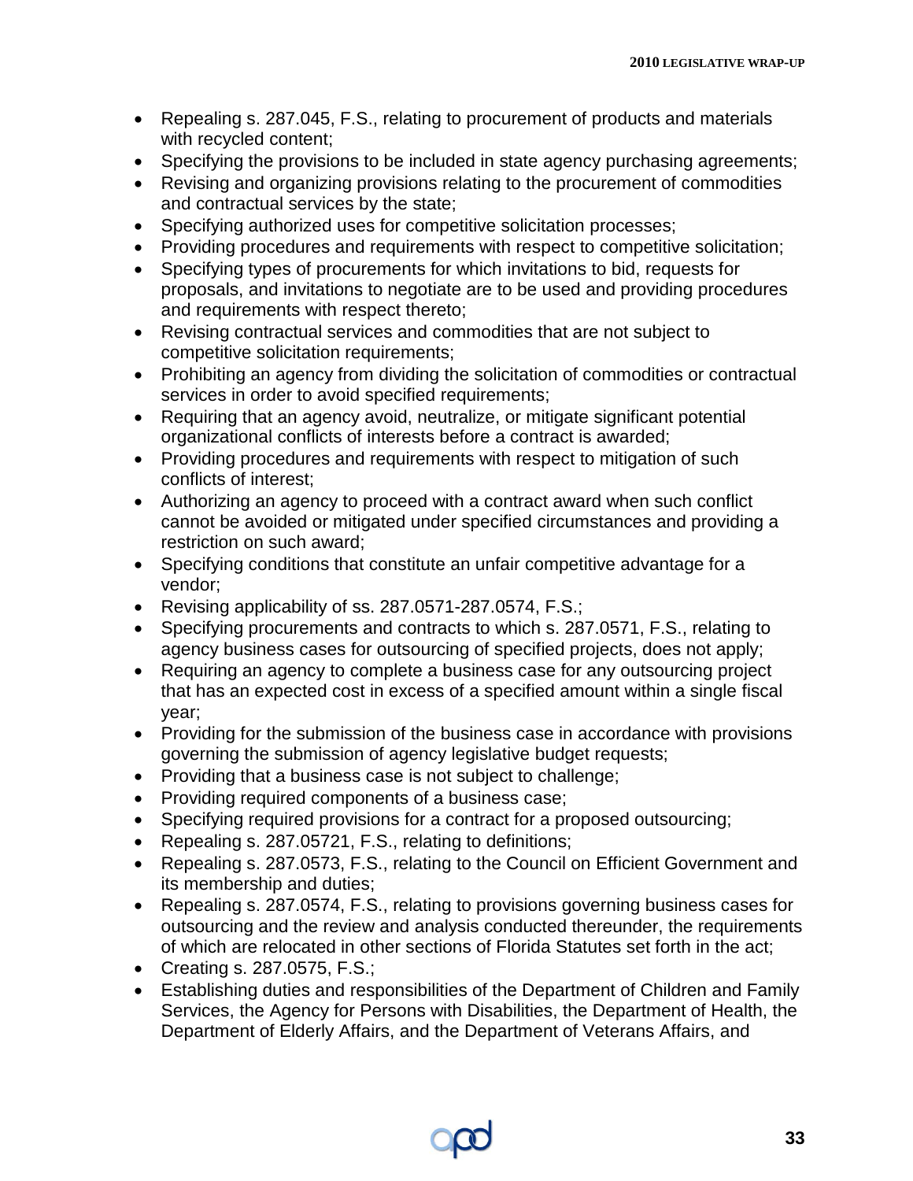- Repealing s. 287.045, F.S., relating to procurement of products and materials with recycled content;
- Specifying the provisions to be included in state agency purchasing agreements;
- Revising and organizing provisions relating to the procurement of commodities and contractual services by the state;
- Specifying authorized uses for competitive solicitation processes;
- Providing procedures and requirements with respect to competitive solicitation;
- Specifying types of procurements for which invitations to bid, requests for proposals, and invitations to negotiate are to be used and providing procedures and requirements with respect thereto;
- Revising contractual services and commodities that are not subject to competitive solicitation requirements;
- Prohibiting an agency from dividing the solicitation of commodities or contractual services in order to avoid specified requirements;
- Requiring that an agency avoid, neutralize, or mitigate significant potential organizational conflicts of interests before a contract is awarded;
- Providing procedures and requirements with respect to mitigation of such conflicts of interest;
- Authorizing an agency to proceed with a contract award when such conflict cannot be avoided or mitigated under specified circumstances and providing a restriction on such award;
- Specifying conditions that constitute an unfair competitive advantage for a vendor;
- Revising applicability of ss. 287.0571-287.0574, F.S.;
- Specifying procurements and contracts to which s. 287.0571, F.S., relating to agency business cases for outsourcing of specified projects, does not apply;
- Requiring an agency to complete a business case for any outsourcing project that has an expected cost in excess of a specified amount within a single fiscal year;
- Providing for the submission of the business case in accordance with provisions governing the submission of agency legislative budget requests;
- Providing that a business case is not subject to challenge;
- Providing required components of a business case;
- Specifying required provisions for a contract for a proposed outsourcing;
- Repealing s. 287.05721, F.S., relating to definitions;
- Repealing s. 287.0573, F.S., relating to the Council on Efficient Government and its membership and duties;
- Repealing s. 287.0574, F.S., relating to provisions governing business cases for outsourcing and the review and analysis conducted thereunder, the requirements of which are relocated in other sections of Florida Statutes set forth in the act;
- Creating s. 287.0575, F.S.;
- Establishing duties and responsibilities of the Department of Children and Family Services, the Agency for Persons with Disabilities, the Department of Health, the Department of Elderly Affairs, and the Department of Veterans Affairs, and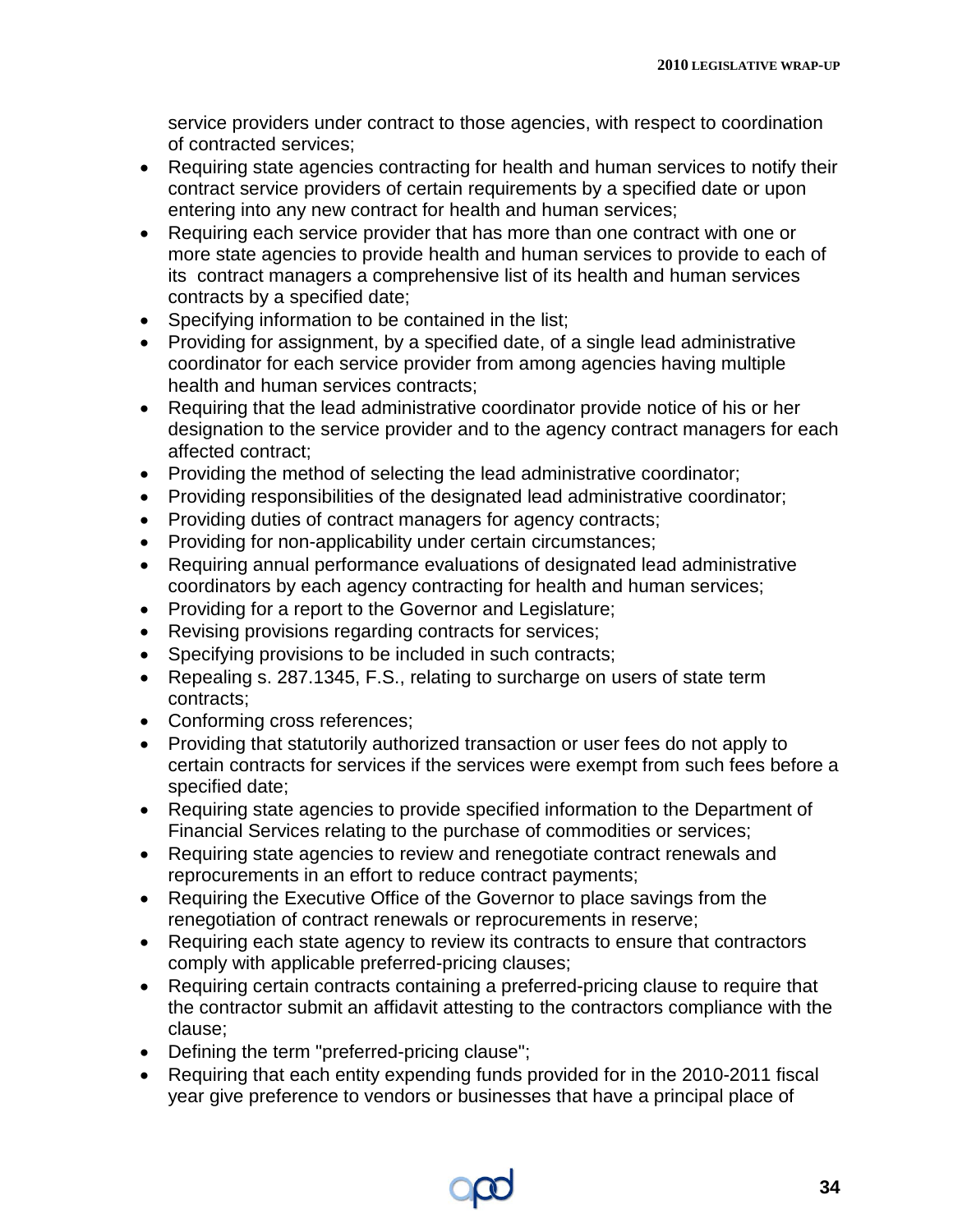service providers under contract to those agencies, with respect to coordination of contracted services;

- Requiring state agencies contracting for health and human services to notify their contract service providers of certain requirements by a specified date or upon entering into any new contract for health and human services;
- Requiring each service provider that has more than one contract with one or more state agencies to provide health and human services to provide to each of its contract managers a comprehensive list of its health and human services contracts by a specified date;
- Specifying information to be contained in the list;
- Providing for assignment, by a specified date, of a single lead administrative coordinator for each service provider from among agencies having multiple health and human services contracts;
- Requiring that the lead administrative coordinator provide notice of his or her designation to the service provider and to the agency contract managers for each affected contract;
- Providing the method of selecting the lead administrative coordinator;
- Providing responsibilities of the designated lead administrative coordinator;
- Providing duties of contract managers for agency contracts;
- Providing for non-applicability under certain circumstances;
- Requiring annual performance evaluations of designated lead administrative coordinators by each agency contracting for health and human services;
- Providing for a report to the Governor and Legislature;
- Revising provisions regarding contracts for services;
- Specifying provisions to be included in such contracts;
- Repealing s. 287.1345, F.S., relating to surcharge on users of state term contracts;
- Conforming cross references;
- Providing that statutorily authorized transaction or user fees do not apply to certain contracts for services if the services were exempt from such fees before a specified date;
- Requiring state agencies to provide specified information to the Department of Financial Services relating to the purchase of commodities or services;
- Requiring state agencies to review and renegotiate contract renewals and reprocurements in an effort to reduce contract payments;
- Requiring the Executive Office of the Governor to place savings from the renegotiation of contract renewals or reprocurements in reserve;
- Requiring each state agency to review its contracts to ensure that contractors comply with applicable preferred-pricing clauses;
- Requiring certain contracts containing a preferred-pricing clause to require that the contractor submit an affidavit attesting to the contractors compliance with the clause;
- Defining the term "preferred-pricing clause";
- Requiring that each entity expending funds provided for in the 2010-2011 fiscal year give preference to vendors or businesses that have a principal place of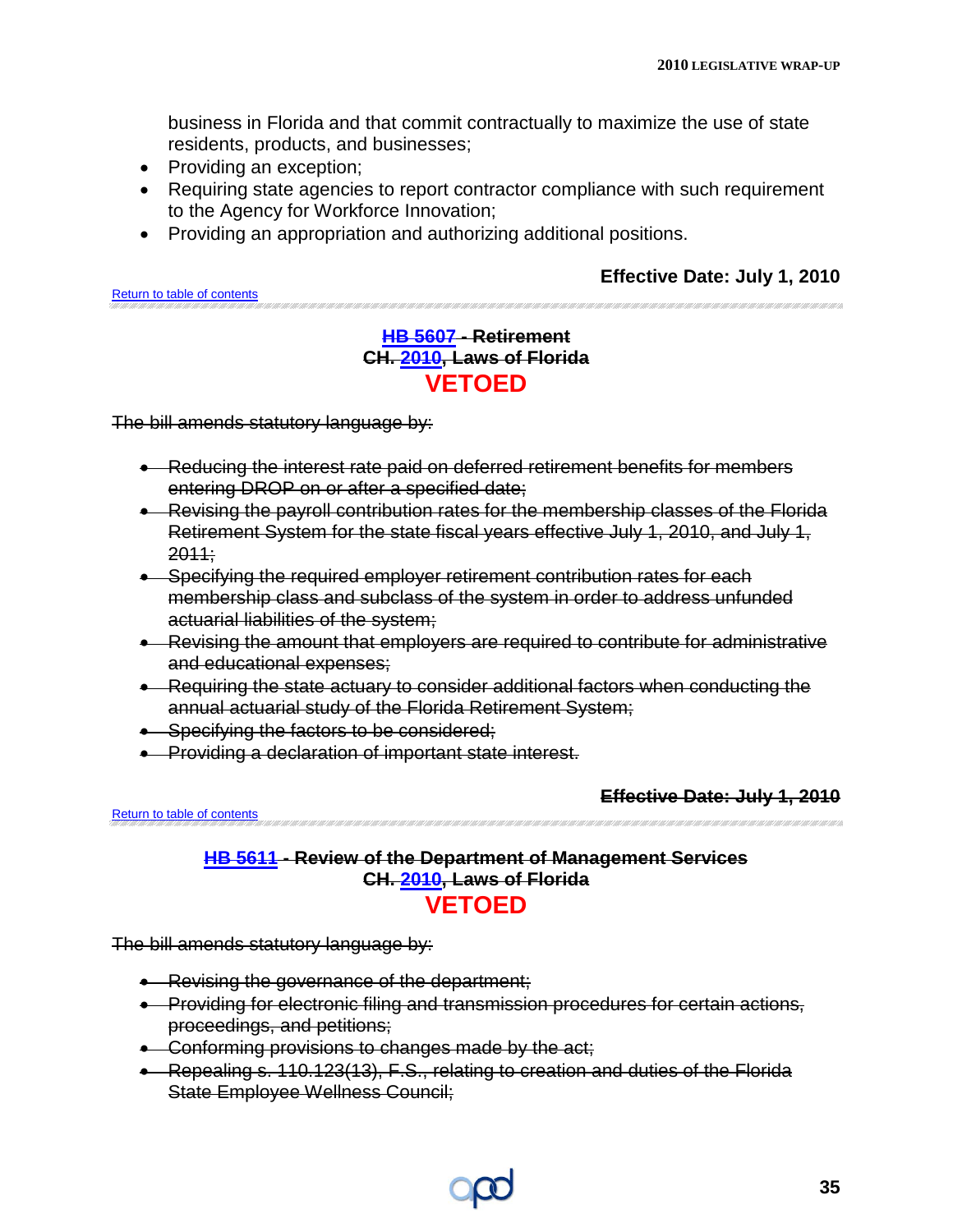business in Florida and that commit contractually to maximize the use of state residents, products, and businesses;

- Providing an exception;
- Requiring state agencies to report contractor compliance with such requirement to the Agency for Workforce Innovation;
- Providing an appropriation and authorizing additional positions.

**Effective Date: July 1, 2010**

Return to table of contents

**~~HB 5607 - Retirement~~**
**~~CH. 2010, Laws of Florida~~**
**VETOED**

~~The bill amends statutory language by:~~

- ~~Reducing the interest rate paid on deferred retirement benefits for members entering DROP on or after a specified date;~~
- ~~Revising the payroll contribution rates for the membership classes of the Florida Retirement System for the state fiscal years effective July 1, 2010, and July 1, 2011;~~
- ~~Specifying the required employer retirement contribution rates for each membership class and subclass of the system in order to address unfunded actuarial liabilities of the system;~~
- ~~Revising the amount that employers are required to contribute for administrative and educational expenses;~~
- ~~Requiring the state actuary to consider additional factors when conducting the annual actuarial study of the Florida Retirement System;~~
- ~~Specifying the factors to be considered;~~
- ~~Providing a declaration of important state interest.~~

**~~Effective Date: July 1, 2010~~**

Return to table of contents

**~~HB 5611 - Review of the Department of Management Services~~**
**~~CH. 2010, Laws of Florida~~**
**VETOED**

~~The bill amends statutory language by:~~

- ~~Revising the governance of the department;~~
- ~~Providing for electronic filing and transmission procedures for certain actions, proceedings, and petitions;~~
- ~~Conforming provisions to changes made by the act;~~
- ~~Repealing s. 110.123(13), F.S., relating to creation and duties of the Florida State Employee Wellness Council;~~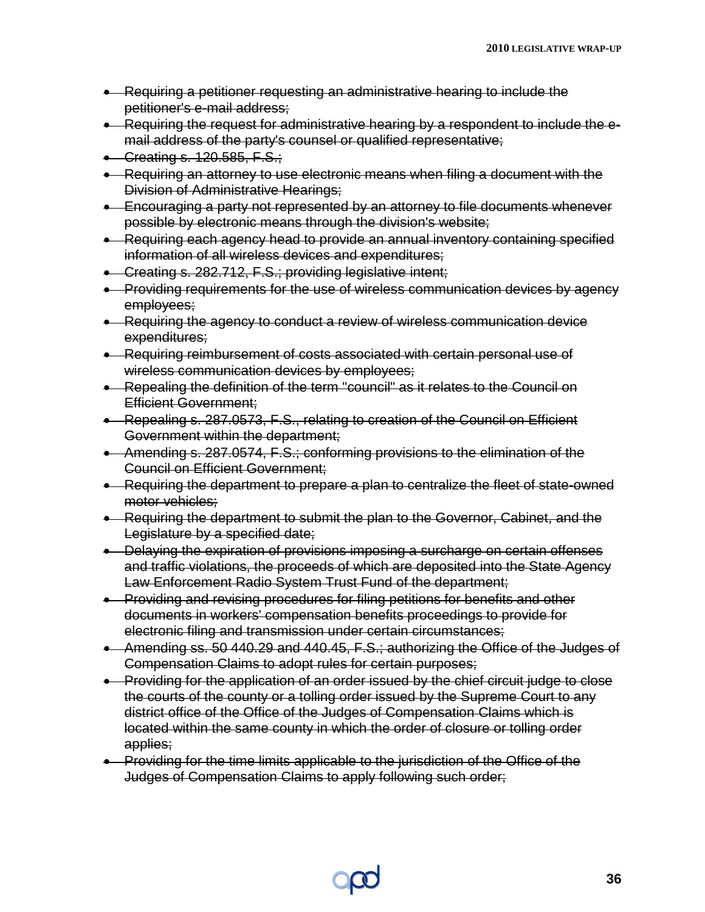- ~~Requiring a petitioner requesting an administrative hearing to include the petitioner's e-mail address;~~
- ~~Requiring the request for administrative hearing by a respondent to include the e-mail address of the party's counsel or qualified representative;~~
- ~~Creating s. 120.585, F.S.;~~
- ~~Requiring an attorney to use electronic means when filing a document with the Division of Administrative Hearings;~~
- ~~Encouraging a party not represented by an attorney to file documents whenever possible by electronic means through the division's website;~~
- ~~Requiring each agency head to provide an annual inventory containing specified information of all wireless devices and expenditures;~~
- ~~Creating s. 282.712, F.S.; providing legislative intent;~~
- ~~Providing requirements for the use of wireless communication devices by agency employees;~~
- ~~Requiring the agency to conduct a review of wireless communication device expenditures;~~
- ~~Requiring reimbursement of costs associated with certain personal use of wireless communication devices by employees;~~
- ~~Repealing the definition of the term "council" as it relates to the Council on Efficient Government;~~
- ~~Repealing s. 287.0573, F.S., relating to creation of the Council on Efficient Government within the department;~~
- ~~Amending s. 287.0574, F.S.; conforming provisions to the elimination of the Council on Efficient Government;~~
- ~~Requiring the department to prepare a plan to centralize the fleet of state-owned motor vehicles;~~
- ~~Requiring the department to submit the plan to the Governor, Cabinet, and the Legislature by a specified date;~~
- ~~Delaying the expiration of provisions imposing a surcharge on certain offenses and traffic violations, the proceeds of which are deposited into the State Agency Law Enforcement Radio System Trust Fund of the department;~~
- ~~Providing and revising procedures for filing petitions for benefits and other documents in workers' compensation benefits proceedings to provide for electronic filing and transmission under certain circumstances;~~
- ~~Amending ss. 50 440.29 and 440.45, F.S.; authorizing the Office of the Judges of Compensation Claims to adopt rules for certain purposes;~~
- ~~Providing for the application of an order issued by the chief circuit judge to close the courts of the county or a tolling order issued by the Supreme Court to any district office of the Office of the Judges of Compensation Claims which is located within the same county in which the order of closure or tolling order applies;~~
- ~~Providing for the time limits applicable to the jurisdiction of the Office of the Judges of Compensation Claims to apply following such order;~~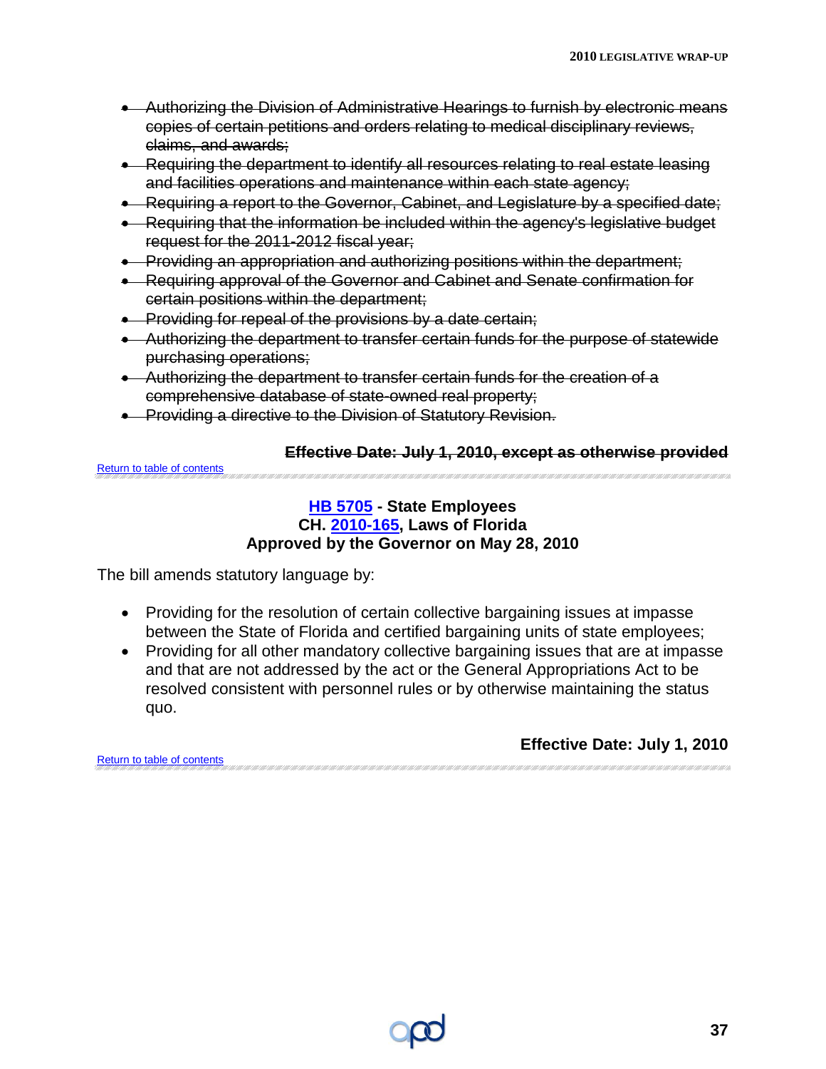- ~~Authorizing the Division of Administrative Hearings to furnish by electronic means copies of certain petitions and orders relating to medical disciplinary reviews, claims, and awards;~~
- ~~Requiring the department to identify all resources relating to real estate leasing and facilities operations and maintenance within each state agency;~~
- ~~Requiring a report to the Governor, Cabinet, and Legislature by a specified date;~~
- ~~Requiring that the information be included within the agency's legislative budget request for the 2011-2012 fiscal year;~~
- ~~Providing an appropriation and authorizing positions within the department;~~
- ~~Requiring approval of the Governor and Cabinet and Senate confirmation for certain positions within the department;~~
- ~~Providing for repeal of the provisions by a date certain;~~
- ~~Authorizing the department to transfer certain funds for the purpose of statewide purchasing operations;~~
- ~~Authorizing the department to transfer certain funds for the creation of a comprehensive database of state-owned real property;~~
- ~~Providing a directive to the Division of Statutory Revision.~~

**~~Effective Date: July 1, 2010, except as otherwise provided~~**

Return to table of contents

## HB 5705 - State Employees
**CH. 2010-165, Laws of Florida**
**Approved by the Governor on May 28, 2010**

The bill amends statutory language by:

- Providing for the resolution of certain collective bargaining issues at impasse between the State of Florida and certified bargaining units of state employees;
- Providing for all other mandatory collective bargaining issues that are at impasse and that are not addressed by the act or the General Appropriations Act to be resolved consistent with personnel rules or by otherwise maintaining the status quo.

**Effective Date: July 1, 2010**

Return to table of contents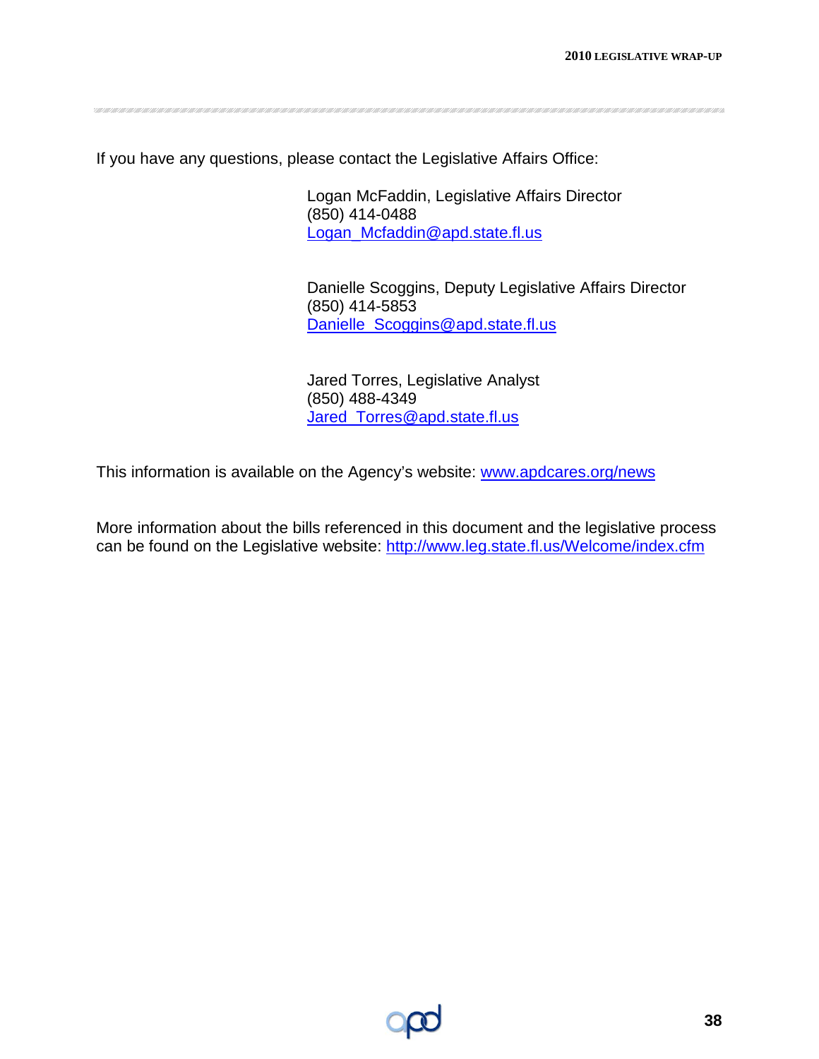If you have any questions, please contact the Legislative Affairs Office:

Logan McFaddin, Legislative Affairs Director
(850) 414-0488
Logan_Mcfaddin@apd.state.fl.us

Danielle Scoggins, Deputy Legislative Affairs Director
(850) 414-5853
Danielle_Scoggins@apd.state.fl.us

Jared Torres, Legislative Analyst
(850) 488-4349
Jared_Torres@apd.state.fl.us

This information is available on the Agency's website: www.apdcares.org/news

More information about the bills referenced in this document and the legislative process can be found on the Legislative website: http://www.leg.state.fl.us/Welcome/index.cfm